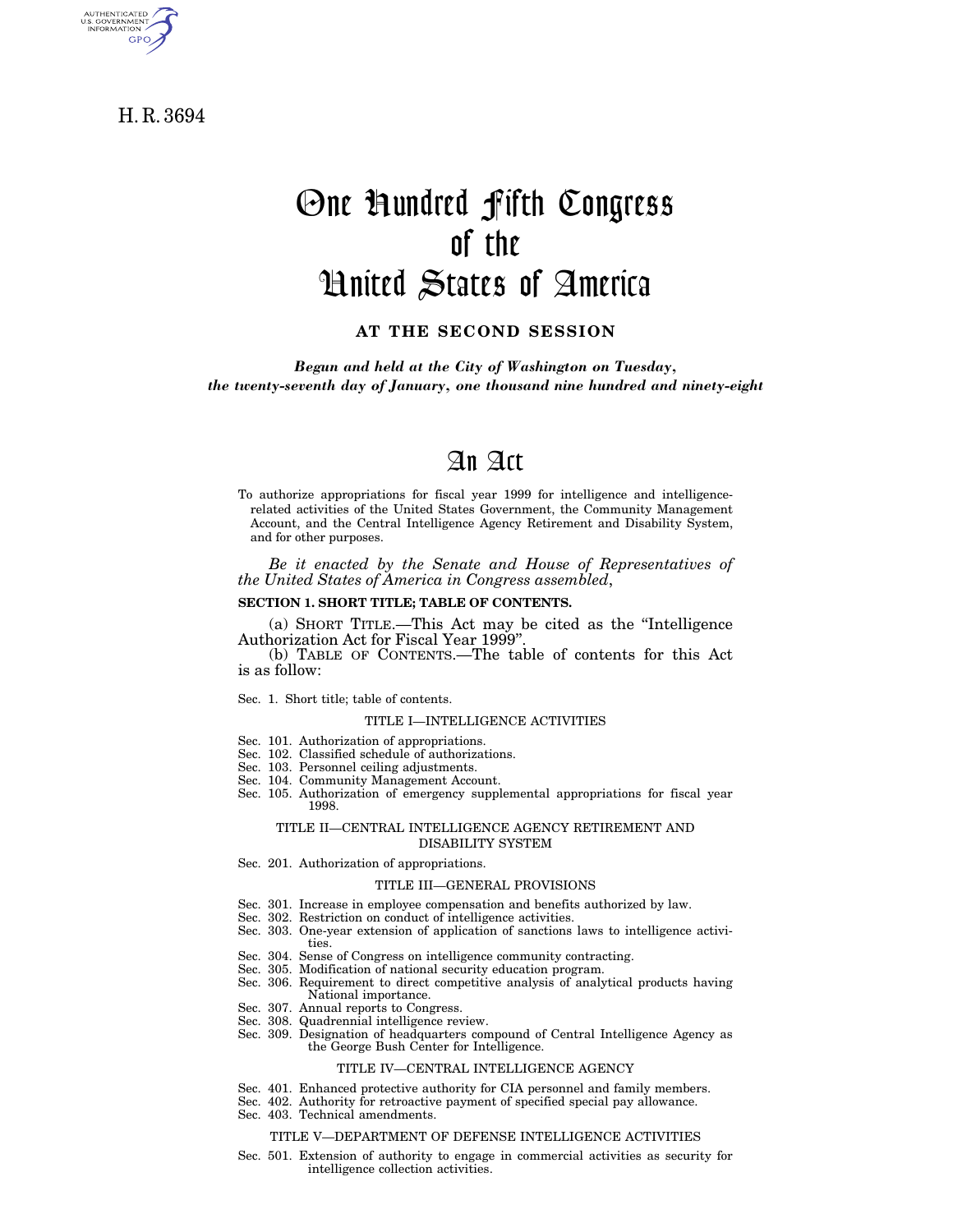H. R. 3694

# One Hundred Fifth Congress of the United States of America

**AT THE SECOND SESSION**

*Begun and held at the City of Washington on Tuesday, the twenty-seventh day of January, one thousand nine hundred and ninety-eight*

# An Act

To authorize appropriations for fiscal year 1999 for intelligence and intelligence-related activities of the United States Government, the Community Management Account, and the Central Intelligence Agency Retirement and Disability System, and for other purposes.

*Be it enacted by the Senate and House of Representatives of the United States of America in Congress assembled*,

**SECTION 1. SHORT TITLE; TABLE OF CONTENTS.**

(a) SHORT TITLE.—This Act may be cited as the "Intelligence Authorization Act for Fiscal Year 1999".

(b) TABLE OF CONTENTS.—The table of contents for this Act is as follow:

Sec. 1. Short title; table of contents.

TITLE I—INTELLIGENCE ACTIVITIES

Sec. 101. Authorization of appropriations.
Sec. 102. Classified schedule of authorizations.
Sec. 103. Personnel ceiling adjustments.
Sec. 104. Community Management Account.
Sec. 105. Authorization of emergency supplemental appropriations for fiscal year 1998.

TITLE II—CENTRAL INTELLIGENCE AGENCY RETIREMENT AND DISABILITY SYSTEM

Sec. 201. Authorization of appropriations.

TITLE III—GENERAL PROVISIONS

Sec. 301. Increase in employee compensation and benefits authorized by law.
Sec. 302. Restriction on conduct of intelligence activities.
Sec. 303. One-year extension of application of sanctions laws to intelligence activities.
Sec. 304. Sense of Congress on intelligence community contracting.
Sec. 305. Modification of national security education program.
Sec. 306. Requirement to direct competitive analysis of analytical products having National importance.
Sec. 307. Annual reports to Congress.
Sec. 308. Quadrennial intelligence review.
Sec. 309. Designation of headquarters compound of Central Intelligence Agency as the George Bush Center for Intelligence.

TITLE IV—CENTRAL INTELLIGENCE AGENCY

Sec. 401. Enhanced protective authority for CIA personnel and family members.
Sec. 402. Authority for retroactive payment of specified special pay allowance.
Sec. 403. Technical amendments.

TITLE V—DEPARTMENT OF DEFENSE INTELLIGENCE ACTIVITIES

Sec. 501. Extension of authority to engage in commercial activities as security for intelligence collection activities.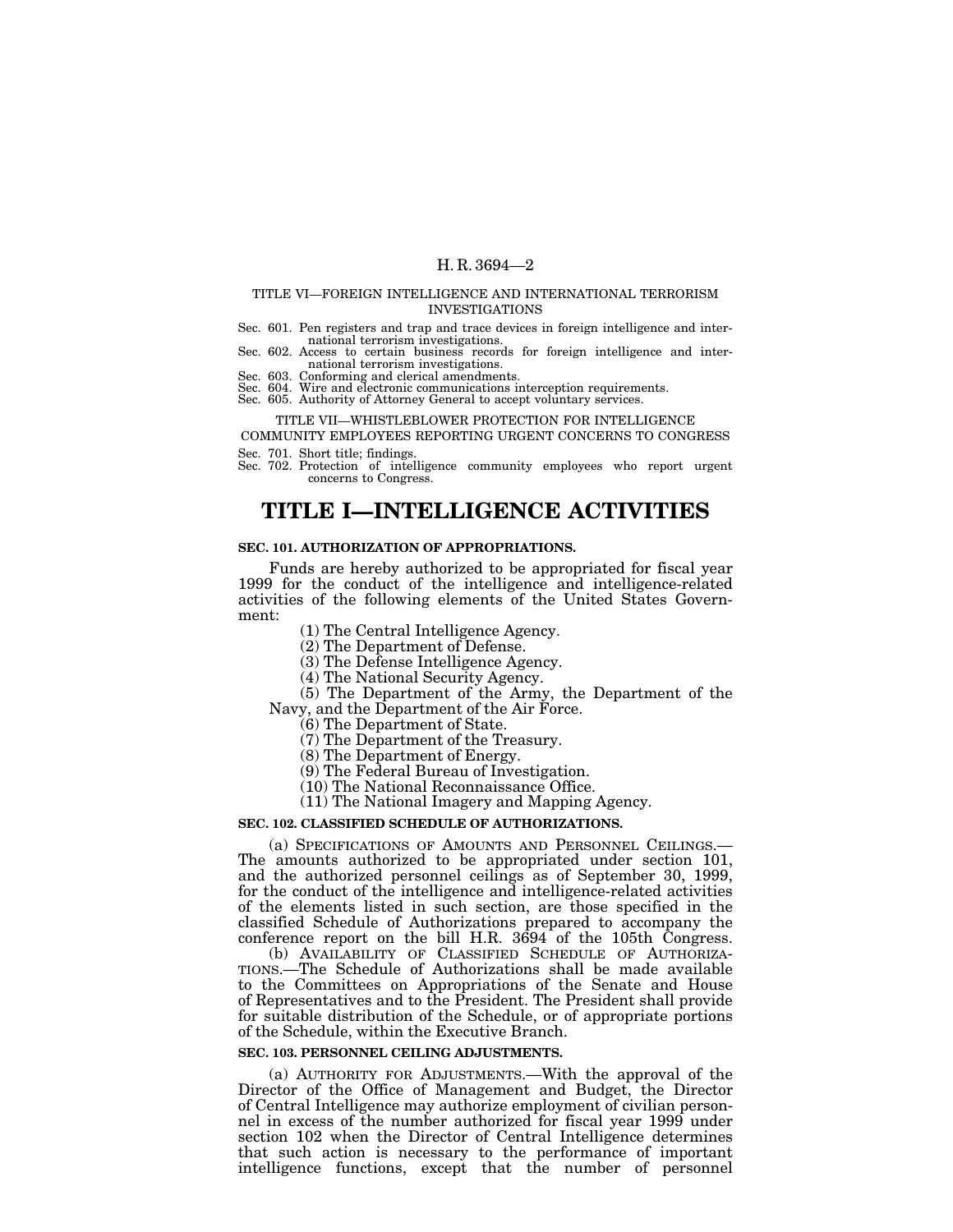TITLE VI—FOREIGN INTELLIGENCE AND INTERNATIONAL TERRORISM INVESTIGATIONS

Sec. 601. Pen registers and trap and trace devices in foreign intelligence and international terrorism investigations.
Sec. 602. Access to certain business records for foreign intelligence and international terrorism investigations.
Sec. 603. Conforming and clerical amendments.
Sec. 604. Wire and electronic communications interception requirements.
Sec. 605. Authority of Attorney General to accept voluntary services.

TITLE VII—WHISTLEBLOWER PROTECTION FOR INTELLIGENCE COMMUNITY EMPLOYEES REPORTING URGENT CONCERNS TO CONGRESS

Sec. 701. Short title; findings.
Sec. 702. Protection of intelligence community employees who report urgent concerns to Congress.

# TITLE I—INTELLIGENCE ACTIVITIES

### SEC. 101. AUTHORIZATION OF APPROPRIATIONS.

Funds are hereby authorized to be appropriated for fiscal year 1999 for the conduct of the intelligence and intelligence-related activities of the following elements of the United States Government:

(1) The Central Intelligence Agency.

(2) The Department of Defense.

(3) The Defense Intelligence Agency.

(4) The National Security Agency.

(5) The Department of the Army, the Department of the Navy, and the Department of the Air Force.

(6) The Department of State.

(7) The Department of the Treasury.

(8) The Department of Energy.

(9) The Federal Bureau of Investigation.

(10) The National Reconnaissance Office.

(11) The National Imagery and Mapping Agency.

### SEC. 102. CLASSIFIED SCHEDULE OF AUTHORIZATIONS.

(a) SPECIFICATIONS OF AMOUNTS AND PERSONNEL CEILINGS.—The amounts authorized to be appropriated under section 101, and the authorized personnel ceilings as of September 30, 1999, for the conduct of the intelligence and intelligence-related activities of the elements listed in such section, are those specified in the classified Schedule of Authorizations prepared to accompany the conference report on the bill H.R. 3694 of the 105th Congress.

(b) AVAILABILITY OF CLASSIFIED SCHEDULE OF AUTHORIZATIONS.—The Schedule of Authorizations shall be made available to the Committees on Appropriations of the Senate and House of Representatives and to the President. The President shall provide for suitable distribution of the Schedule, or of appropriate portions of the Schedule, within the Executive Branch.

### SEC. 103. PERSONNEL CEILING ADJUSTMENTS.

(a) AUTHORITY FOR ADJUSTMENTS.—With the approval of the Director of the Office of Management and Budget, the Director of Central Intelligence may authorize employment of civilian personnel in excess of the number authorized for fiscal year 1999 under section 102 when the Director of Central Intelligence determines that such action is necessary to the performance of important intelligence functions, except that the number of personnel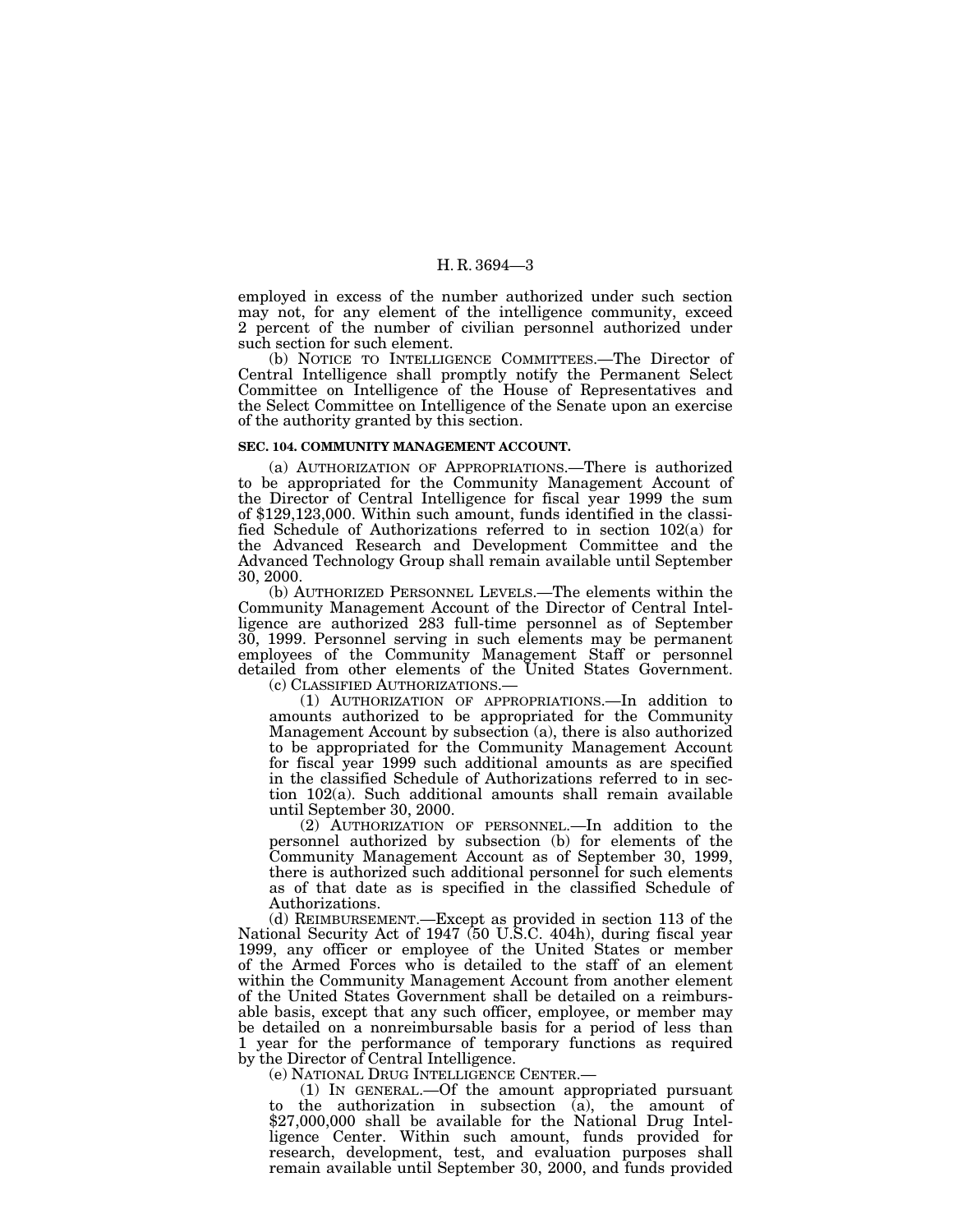employed in excess of the number authorized under such section may not, for any element of the intelligence community, exceed 2 percent of the number of civilian personnel authorized under such section for such element.

(b) NOTICE TO INTELLIGENCE COMMITTEES.—The Director of Central Intelligence shall promptly notify the Permanent Select Committee on Intelligence of the House of Representatives and the Select Committee on Intelligence of the Senate upon an exercise of the authority granted by this section.

**SEC. 104. COMMUNITY MANAGEMENT ACCOUNT.**

(a) AUTHORIZATION OF APPROPRIATIONS.—There is authorized to be appropriated for the Community Management Account of the Director of Central Intelligence for fiscal year 1999 the sum of $129,123,000. Within such amount, funds identified in the classified Schedule of Authorizations referred to in section 102(a) for the Advanced Research and Development Committee and the Advanced Technology Group shall remain available until September 30, 2000.

(b) AUTHORIZED PERSONNEL LEVELS.—The elements within the Community Management Account of the Director of Central Intelligence are authorized 283 full-time personnel as of September 30, 1999. Personnel serving in such elements may be permanent employees of the Community Management Staff or personnel detailed from other elements of the United States Government.

(c) CLASSIFIED AUTHORIZATIONS.—

(1) AUTHORIZATION OF APPROPRIATIONS.—In addition to amounts authorized to be appropriated for the Community Management Account by subsection (a), there is also authorized to be appropriated for the Community Management Account for fiscal year 1999 such additional amounts as are specified in the classified Schedule of Authorizations referred to in section 102(a). Such additional amounts shall remain available until September 30, 2000.

(2) AUTHORIZATION OF PERSONNEL.—In addition to the personnel authorized by subsection (b) for elements of the Community Management Account as of September 30, 1999, there is authorized such additional personnel for such elements as of that date as is specified in the classified Schedule of Authorizations.

(d) REIMBURSEMENT.—Except as provided in section 113 of the National Security Act of 1947 (50 U.S.C. 404h), during fiscal year 1999, any officer or employee of the United States or member of the Armed Forces who is detailed to the staff of an element within the Community Management Account from another element of the United States Government shall be detailed on a reimbursable basis, except that any such officer, employee, or member may be detailed on a nonreimbursable basis for a period of less than 1 year for the performance of temporary functions as required by the Director of Central Intelligence.

(e) NATIONAL DRUG INTELLIGENCE CENTER.—

(1) IN GENERAL.—Of the amount appropriated pursuant to the authorization in subsection (a), the amount of $27,000,000 shall be available for the National Drug Intelligence Center. Within such amount, funds provided for research, development, test, and evaluation purposes shall remain available until September 30, 2000, and funds provided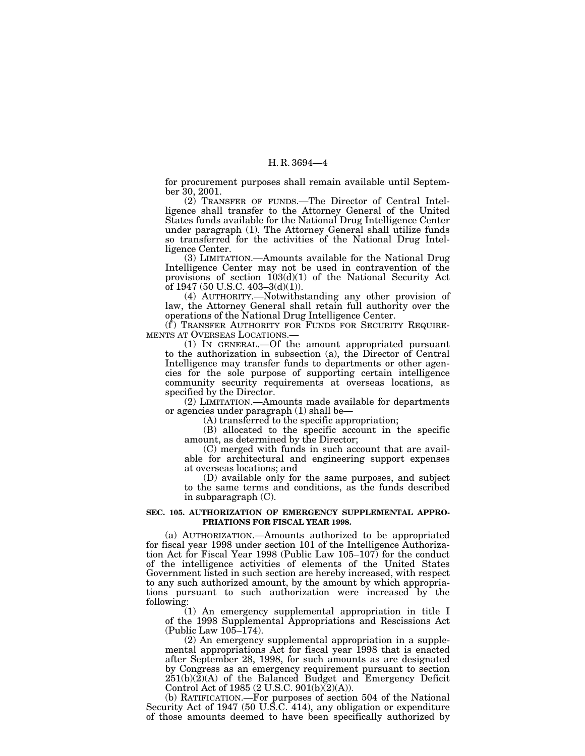for procurement purposes shall remain available until September 30, 2001.

(2) TRANSFER OF FUNDS.—The Director of Central Intelligence shall transfer to the Attorney General of the United States funds available for the National Drug Intelligence Center under paragraph (1). The Attorney General shall utilize funds so transferred for the activities of the National Drug Intelligence Center.

(3) LIMITATION.—Amounts available for the National Drug Intelligence Center may not be used in contravention of the provisions of section 103(d)(1) of the National Security Act of 1947 (50 U.S.C. 403–3(d)(1)).

(4) AUTHORITY.—Notwithstanding any other provision of law, the Attorney General shall retain full authority over the operations of the National Drug Intelligence Center.

(f) TRANSFER AUTHORITY FOR FUNDS FOR SECURITY REQUIREMENTS AT OVERSEAS LOCATIONS.—

(1) IN GENERAL.—Of the amount appropriated pursuant to the authorization in subsection (a), the Director of Central Intelligence may transfer funds to departments or other agencies for the sole purpose of supporting certain intelligence community security requirements at overseas locations, as specified by the Director.

(2) LIMITATION.—Amounts made available for departments or agencies under paragraph (1) shall be—

(A) transferred to the specific appropriation;

(B) allocated to the specific account in the specific amount, as determined by the Director;

(C) merged with funds in such account that are available for architectural and engineering support expenses at overseas locations; and

(D) available only for the same purposes, and subject to the same terms and conditions, as the funds described in subparagraph (C).

**SEC. 105. AUTHORIZATION OF EMERGENCY SUPPLEMENTAL APPROPRIATIONS FOR FISCAL YEAR 1998.**

(a) AUTHORIZATION.—Amounts authorized to be appropriated for fiscal year 1998 under section 101 of the Intelligence Authorization Act for Fiscal Year 1998 (Public Law 105–107) for the conduct of the intelligence activities of elements of the United States Government listed in such section are hereby increased, with respect to any such authorized amount, by the amount by which appropriations pursuant to such authorization were increased by the following:

(1) An emergency supplemental appropriation in title I of the 1998 Supplemental Appropriations and Rescissions Act (Public Law 105–174).

(2) An emergency supplemental appropriation in a supplemental appropriations Act for fiscal year 1998 that is enacted after September 28, 1998, for such amounts as are designated by Congress as an emergency requirement pursuant to section 251(b)(2)(A) of the Balanced Budget and Emergency Deficit Control Act of 1985 (2 U.S.C. 901(b)(2)(A)).

(b) RATIFICATION.—For purposes of section 504 of the National Security Act of 1947 (50 U.S.C. 414), any obligation or expenditure of those amounts deemed to have been specifically authorized by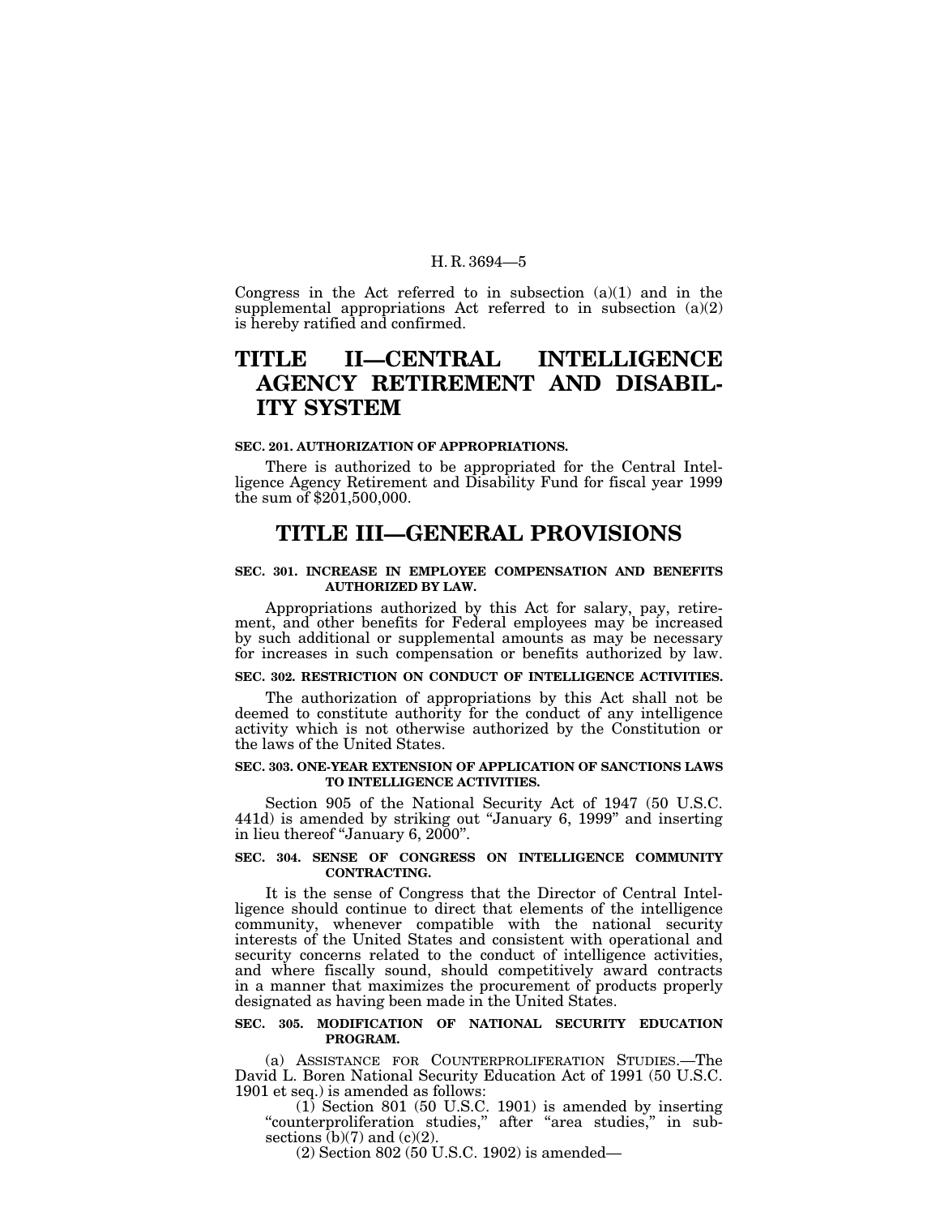Congress in the Act referred to in subsection (a)(1) and in the supplemental appropriations Act referred to in subsection (a)(2) is hereby ratified and confirmed.

# TITLE II—CENTRAL INTELLIGENCE AGENCY RETIREMENT AND DISABILITY SYSTEM

### SEC. 201. AUTHORIZATION OF APPROPRIATIONS.

There is authorized to be appropriated for the Central Intelligence Agency Retirement and Disability Fund for fiscal year 1999 the sum of $201,500,000.

# TITLE III—GENERAL PROVISIONS

### SEC. 301. INCREASE IN EMPLOYEE COMPENSATION AND BENEFITS AUTHORIZED BY LAW.

Appropriations authorized by this Act for salary, pay, retirement, and other benefits for Federal employees may be increased by such additional or supplemental amounts as may be necessary for increases in such compensation or benefits authorized by law.

### SEC. 302. RESTRICTION ON CONDUCT OF INTELLIGENCE ACTIVITIES.

The authorization of appropriations by this Act shall not be deemed to constitute authority for the conduct of any intelligence activity which is not otherwise authorized by the Constitution or the laws of the United States.

### SEC. 303. ONE-YEAR EXTENSION OF APPLICATION OF SANCTIONS LAWS TO INTELLIGENCE ACTIVITIES.

Section 905 of the National Security Act of 1947 (50 U.S.C. 441d) is amended by striking out "January 6, 1999" and inserting in lieu thereof "January 6, 2000".

### SEC. 304. SENSE OF CONGRESS ON INTELLIGENCE COMMUNITY CONTRACTING.

It is the sense of Congress that the Director of Central Intelligence should continue to direct that elements of the intelligence community, whenever compatible with the national security interests of the United States and consistent with operational and security concerns related to the conduct of intelligence activities, and where fiscally sound, should competitively award contracts in a manner that maximizes the procurement of products properly designated as having been made in the United States.

### SEC. 305. MODIFICATION OF NATIONAL SECURITY EDUCATION PROGRAM.

(a) ASSISTANCE FOR COUNTERPROLIFERATION STUDIES.—The David L. Boren National Security Education Act of 1991 (50 U.S.C. 1901 et seq.) is amended as follows:

(1) Section 801 (50 U.S.C. 1901) is amended by inserting "counterproliferation studies," after "area studies," in subsections (b)(7) and (c)(2).

(2) Section 802 (50 U.S.C. 1902) is amended—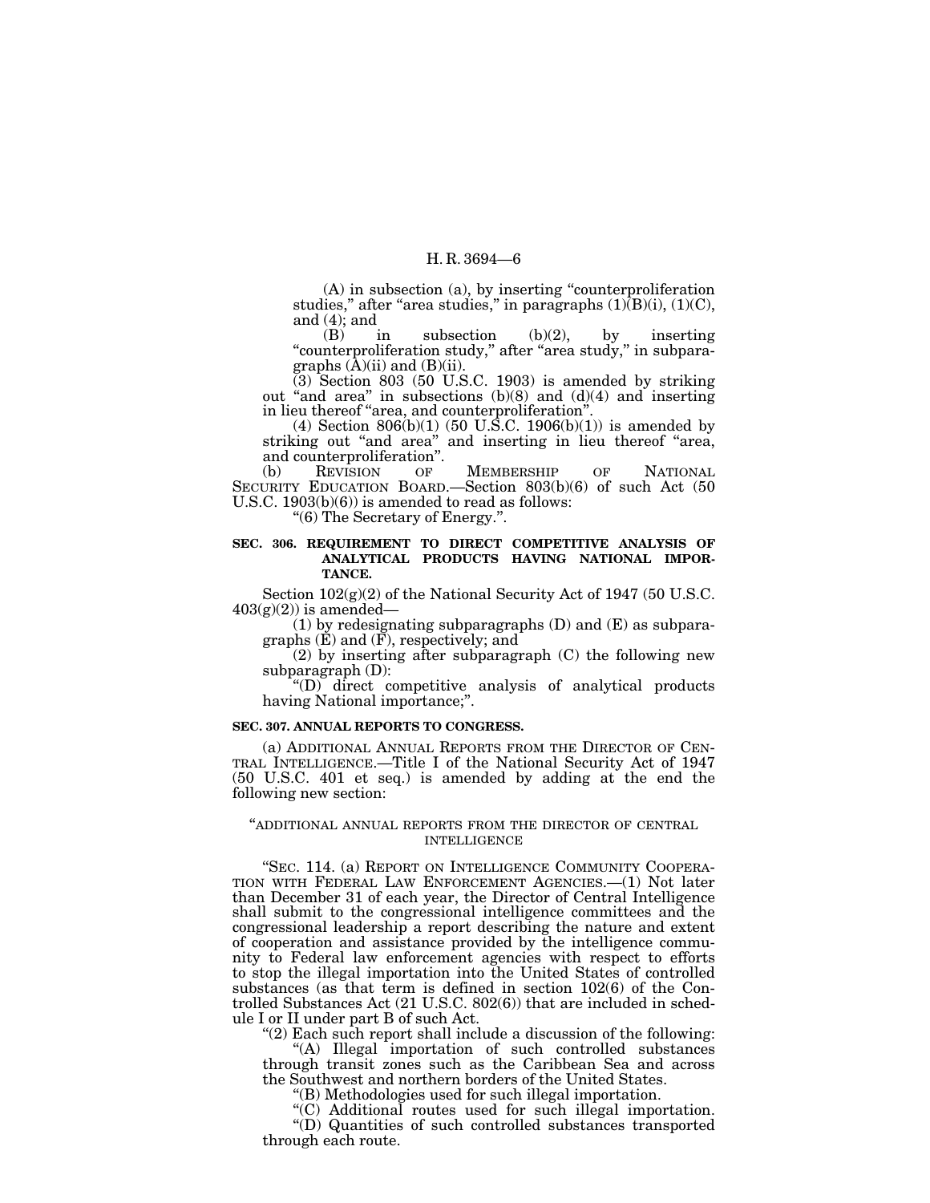(A) in subsection (a), by inserting "counterproliferation studies," after "area studies," in paragraphs (1)(B)(i), (1)(C), and (4); and

(B) in subsection (b)(2), by inserting "counterproliferation study," after "area study," in subparagraphs (A)(ii) and (B)(ii).

(3) Section 803 (50 U.S.C. 1903) is amended by striking out "and area" in subsections (b)(8) and (d)(4) and inserting in lieu thereof "area, and counterproliferation".

(4) Section 806(b)(1) (50 U.S.C. 1906(b)(1)) is amended by striking out "and area" and inserting in lieu thereof "area, and counterproliferation".

(b) REVISION OF MEMBERSHIP OF NATIONAL SECURITY EDUCATION BOARD.—Section 803(b)(6) of such Act (50 U.S.C. 1903(b)(6)) is amended to read as follows:

"(6) The Secretary of Energy.".

**SEC. 306. REQUIREMENT TO DIRECT COMPETITIVE ANALYSIS OF ANALYTICAL PRODUCTS HAVING NATIONAL IMPORTANCE.**

Section 102(g)(2) of the National Security Act of 1947 (50 U.S.C. 403(g)(2)) is amended—

(1) by redesignating subparagraphs (D) and (E) as subparagraphs (E) and (F), respectively; and

(2) by inserting after subparagraph (C) the following new subparagraph (D):

"(D) direct competitive analysis of analytical products having National importance;".

**SEC. 307. ANNUAL REPORTS TO CONGRESS.**

(a) ADDITIONAL ANNUAL REPORTS FROM THE DIRECTOR OF CENTRAL INTELLIGENCE.—Title I of the National Security Act of 1947 (50 U.S.C. 401 et seq.) is amended by adding at the end the following new section:

"ADDITIONAL ANNUAL REPORTS FROM THE DIRECTOR OF CENTRAL INTELLIGENCE

"SEC. 114. (a) REPORT ON INTELLIGENCE COMMUNITY COOPERATION WITH FEDERAL LAW ENFORCEMENT AGENCIES.—(1) Not later than December 31 of each year, the Director of Central Intelligence shall submit to the congressional intelligence committees and the congressional leadership a report describing the nature and extent of cooperation and assistance provided by the intelligence community to Federal law enforcement agencies with respect to efforts to stop the illegal importation into the United States of controlled substances (as that term is defined in section 102(6) of the Controlled Substances Act (21 U.S.C. 802(6)) that are included in schedule I or II under part B of such Act.

"(2) Each such report shall include a discussion of the following:

"(A) Illegal importation of such controlled substances through transit zones such as the Caribbean Sea and across the Southwest and northern borders of the United States.

"(B) Methodologies used for such illegal importation.

"(C) Additional routes used for such illegal importation.

"(D) Quantities of such controlled substances transported through each route.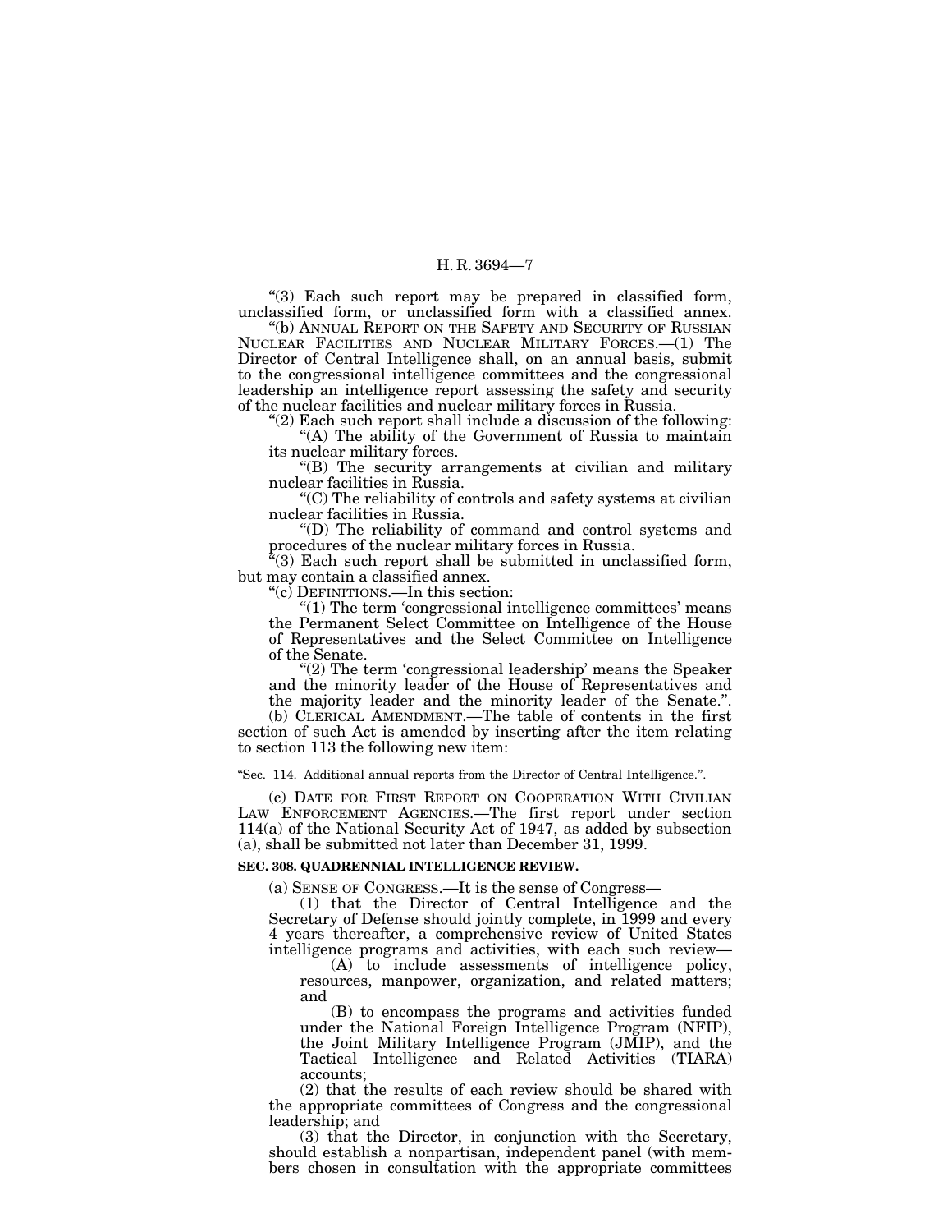"(3) Each such report may be prepared in classified form, unclassified form, or unclassified form with a classified annex.

"(b) ANNUAL REPORT ON THE SAFETY AND SECURITY OF RUSSIAN NUCLEAR FACILITIES AND NUCLEAR MILITARY FORCES.—(1) The Director of Central Intelligence shall, on an annual basis, submit to the congressional intelligence committees and the congressional leadership an intelligence report assessing the safety and security of the nuclear facilities and nuclear military forces in Russia.

"(2) Each such report shall include a discussion of the following:

"(A) The ability of the Government of Russia to maintain its nuclear military forces.

"(B) The security arrangements at civilian and military nuclear facilities in Russia.

"(C) The reliability of controls and safety systems at civilian nuclear facilities in Russia.

"(D) The reliability of command and control systems and procedures of the nuclear military forces in Russia.

"(3) Each such report shall be submitted in unclassified form, but may contain a classified annex.

"(c) DEFINITIONS.—In this section:

"(1) The term 'congressional intelligence committees' means the Permanent Select Committee on Intelligence of the House of Representatives and the Select Committee on Intelligence of the Senate.

"(2) The term 'congressional leadership' means the Speaker and the minority leader of the House of Representatives and the majority leader and the minority leader of the Senate.".

(b) CLERICAL AMENDMENT.—The table of contents in the first section of such Act is amended by inserting after the item relating to section 113 the following new item:

"Sec. 114. Additional annual reports from the Director of Central Intelligence.".

(c) DATE FOR FIRST REPORT ON COOPERATION WITH CIVILIAN LAW ENFORCEMENT AGENCIES.—The first report under section 114(a) of the National Security Act of 1947, as added by subsection (a), shall be submitted not later than December 31, 1999.

**SEC. 308. QUADRENNIAL INTELLIGENCE REVIEW.**

(a) SENSE OF CONGRESS.—It is the sense of Congress—

(1) that the Director of Central Intelligence and the Secretary of Defense should jointly complete, in 1999 and every 4 years thereafter, a comprehensive review of United States intelligence programs and activities, with each such review—

(A) to include assessments of intelligence policy, resources, manpower, organization, and related matters; and

(B) to encompass the programs and activities funded under the National Foreign Intelligence Program (NFIP), the Joint Military Intelligence Program (JMIP), and the Tactical Intelligence and Related Activities (TIARA) accounts;

(2) that the results of each review should be shared with the appropriate committees of Congress and the congressional leadership; and

(3) that the Director, in conjunction with the Secretary, should establish a nonpartisan, independent panel (with members chosen in consultation with the appropriate committees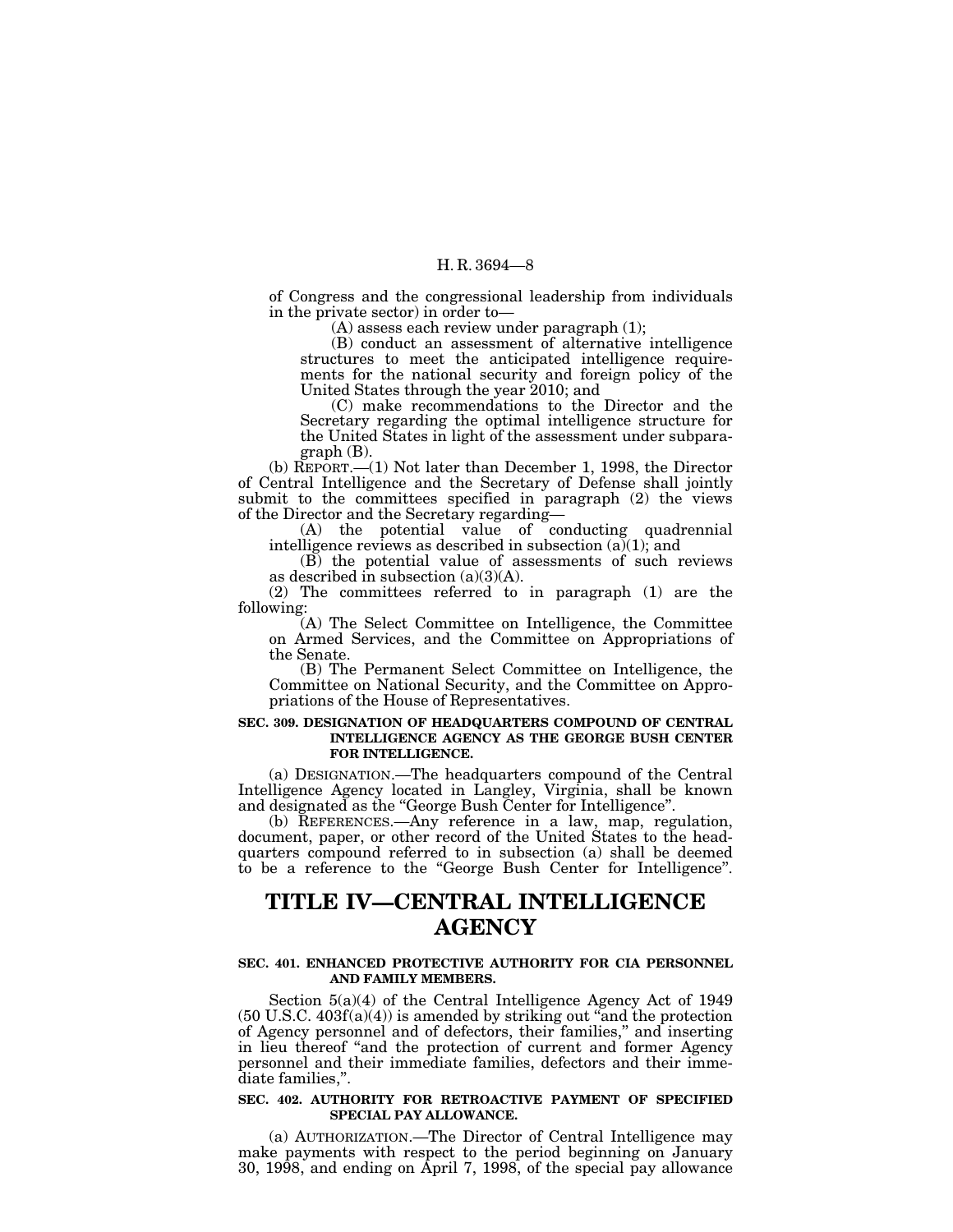of Congress and the congressional leadership from individuals in the private sector) in order to—

(A) assess each review under paragraph (1);

(B) conduct an assessment of alternative intelligence structures to meet the anticipated intelligence requirements for the national security and foreign policy of the United States through the year 2010; and

(C) make recommendations to the Director and the Secretary regarding the optimal intelligence structure for the United States in light of the assessment under subparagraph (B).

(b) REPORT.—(1) Not later than December 1, 1998, the Director of Central Intelligence and the Secretary of Defense shall jointly submit to the committees specified in paragraph (2) the views of the Director and the Secretary regarding—

(A) the potential value of conducting quadrennial intelligence reviews as described in subsection (a)(1); and

(B) the potential value of assessments of such reviews as described in subsection (a)(3)(A).

(2) The committees referred to in paragraph (1) are the following:

(A) The Select Committee on Intelligence, the Committee on Armed Services, and the Committee on Appropriations of the Senate.

(B) The Permanent Select Committee on Intelligence, the Committee on National Security, and the Committee on Appropriations of the House of Representatives.

#### SEC. 309. DESIGNATION OF HEADQUARTERS COMPOUND OF CENTRAL INTELLIGENCE AGENCY AS THE GEORGE BUSH CENTER FOR INTELLIGENCE.

(a) DESIGNATION.—The headquarters compound of the Central Intelligence Agency located in Langley, Virginia, shall be known and designated as the "George Bush Center for Intelligence".

(b) REFERENCES.—Any reference in a law, map, regulation, document, paper, or other record of the United States to the headquarters compound referred to in subsection (a) shall be deemed to be a reference to the "George Bush Center for Intelligence".

# TITLE IV—CENTRAL INTELLIGENCE AGENCY

#### SEC. 401. ENHANCED PROTECTIVE AUTHORITY FOR CIA PERSONNEL AND FAMILY MEMBERS.

Section 5(a)(4) of the Central Intelligence Agency Act of 1949 (50 U.S.C. 403f(a)(4)) is amended by striking out "and the protection of Agency personnel and of defectors, their families," and inserting in lieu thereof "and the protection of current and former Agency personnel and their immediate families, defectors and their immediate families,".

#### SEC. 402. AUTHORITY FOR RETROACTIVE PAYMENT OF SPECIFIED SPECIAL PAY ALLOWANCE.

(a) AUTHORIZATION.—The Director of Central Intelligence may make payments with respect to the period beginning on January 30, 1998, and ending on April 7, 1998, of the special pay allowance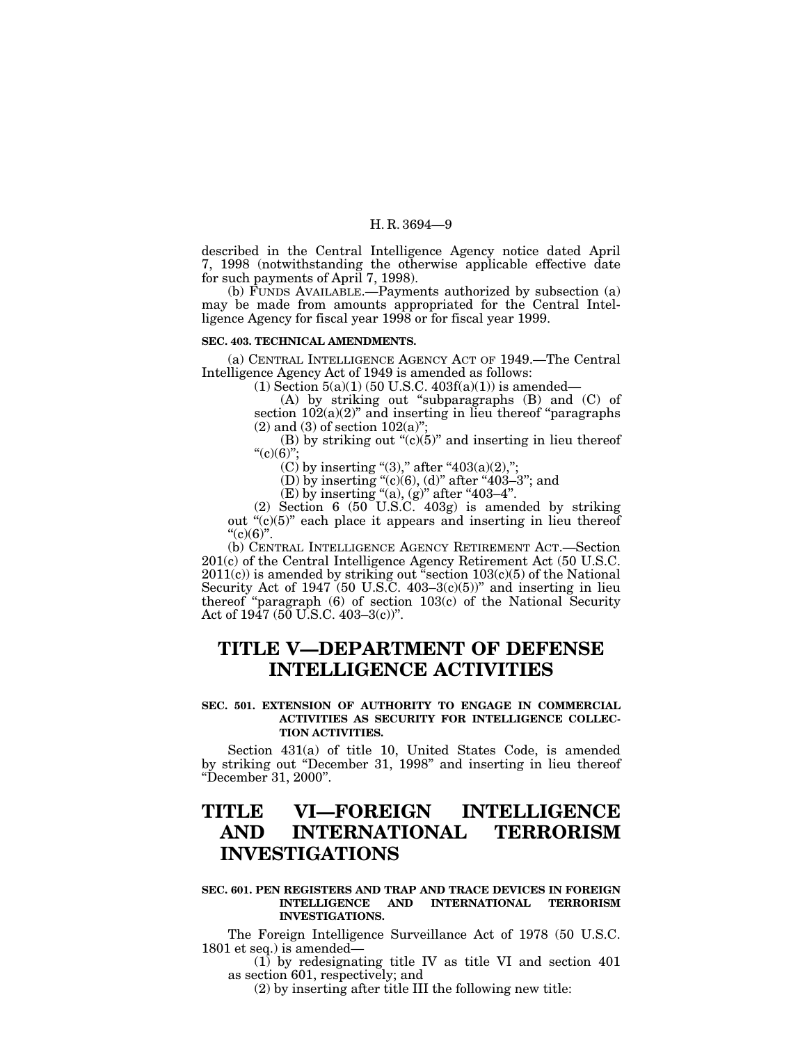described in the Central Intelligence Agency notice dated April 7, 1998 (notwithstanding the otherwise applicable effective date for such payments of April 7, 1998).

(b) FUNDS AVAILABLE.—Payments authorized by subsection (a) may be made from amounts appropriated for the Central Intelligence Agency for fiscal year 1998 or for fiscal year 1999.

**SEC. 403. TECHNICAL AMENDMENTS.**

(a) CENTRAL INTELLIGENCE AGENCY ACT OF 1949.—The Central Intelligence Agency Act of 1949 is amended as follows:

(1) Section 5(a)(1) (50 U.S.C. 403f(a)(1)) is amended—

(A) by striking out "subparagraphs (B) and (C) of section 102(a)(2)" and inserting in lieu thereof "paragraphs (2) and (3) of section 102(a)";

(B) by striking out "(c)(5)" and inserting in lieu thereof "(c)(6)";

(C) by inserting "(3)," after "403(a)(2),";

(D) by inserting "(c)(6), (d)" after "403–3"; and

(E) by inserting "(a), (g)" after "403–4".

(2) Section 6 (50 U.S.C. 403g) is amended by striking out "(c)(5)" each place it appears and inserting in lieu thereof "(c)(6)".

(b) CENTRAL INTELLIGENCE AGENCY RETIREMENT ACT.—Section 201(c) of the Central Intelligence Agency Retirement Act (50 U.S.C. 2011(c)) is amended by striking out "section 103(c)(5) of the National Security Act of 1947 (50 U.S.C. 403–3(c)(5))" and inserting in lieu thereof "paragraph (6) of section 103(c) of the National Security Act of 1947 (50 U.S.C. 403–3(c))".

# TITLE V—DEPARTMENT OF DEFENSE INTELLIGENCE ACTIVITIES

**SEC. 501. EXTENSION OF AUTHORITY TO ENGAGE IN COMMERCIAL ACTIVITIES AS SECURITY FOR INTELLIGENCE COLLECTION ACTIVITIES.**

Section 431(a) of title 10, United States Code, is amended by striking out "December 31, 1998" and inserting in lieu thereof "December 31, 2000".

# TITLE VI—FOREIGN INTELLIGENCE AND INTERNATIONAL TERRORISM INVESTIGATIONS

**SEC. 601. PEN REGISTERS AND TRAP AND TRACE DEVICES IN FOREIGN INTELLIGENCE AND INTERNATIONAL TERRORISM INVESTIGATIONS.**

The Foreign Intelligence Surveillance Act of 1978 (50 U.S.C. 1801 et seq.) is amended—

(1) by redesignating title IV as title VI and section 401 as section 601, respectively; and

(2) by inserting after title III the following new title: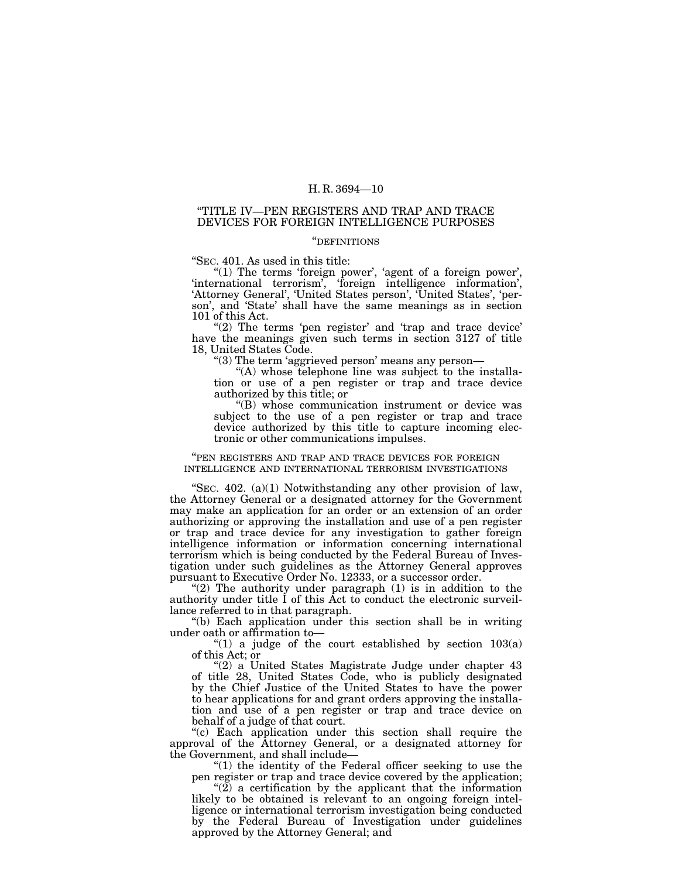## "TITLE IV—PEN REGISTERS AND TRAP AND TRACE DEVICES FOR FOREIGN INTELLIGENCE PURPOSES

### "DEFINITIONS

"SEC. 401. As used in this title:

"(1) The terms 'foreign power', 'agent of a foreign power', 'international terrorism', 'foreign intelligence information', 'Attorney General', 'United States person', 'United States', 'person', and 'State' shall have the same meanings as in section 101 of this Act.

"(2) The terms 'pen register' and 'trap and trace device' have the meanings given such terms in section 3127 of title 18, United States Code.

"(3) The term 'aggrieved person' means any person—

"(A) whose telephone line was subject to the installation or use of a pen register or trap and trace device authorized by this title; or

"(B) whose communication instrument or device was subject to the use of a pen register or trap and trace device authorized by this title to capture incoming electronic or other communications impulses.

### "PEN REGISTERS AND TRAP AND TRACE DEVICES FOR FOREIGN INTELLIGENCE AND INTERNATIONAL TERRORISM INVESTIGATIONS

"SEC. 402. (a)(1) Notwithstanding any other provision of law, the Attorney General or a designated attorney for the Government may make an application for an order or an extension of an order authorizing or approving the installation and use of a pen register or trap and trace device for any investigation to gather foreign intelligence information or information concerning international terrorism which is being conducted by the Federal Bureau of Investigation under such guidelines as the Attorney General approves pursuant to Executive Order No. 12333, or a successor order.

"(2) The authority under paragraph (1) is in addition to the authority under title I of this Act to conduct the electronic surveillance referred to in that paragraph.

"(b) Each application under this section shall be in writing under oath or affirmation to—

"(1) a judge of the court established by section 103(a) of this Act; or

"(2) a United States Magistrate Judge under chapter 43 of title 28, United States Code, who is publicly designated by the Chief Justice of the United States to have the power to hear applications for and grant orders approving the installation and use of a pen register or trap and trace device on behalf of a judge of that court.

"(c) Each application under this section shall require the approval of the Attorney General, or a designated attorney for the Government, and shall include—

"(1) the identity of the Federal officer seeking to use the pen register or trap and trace device covered by the application;

"(2) a certification by the applicant that the information likely to be obtained is relevant to an ongoing foreign intelligence or international terrorism investigation being conducted by the Federal Bureau of Investigation under guidelines approved by the Attorney General; and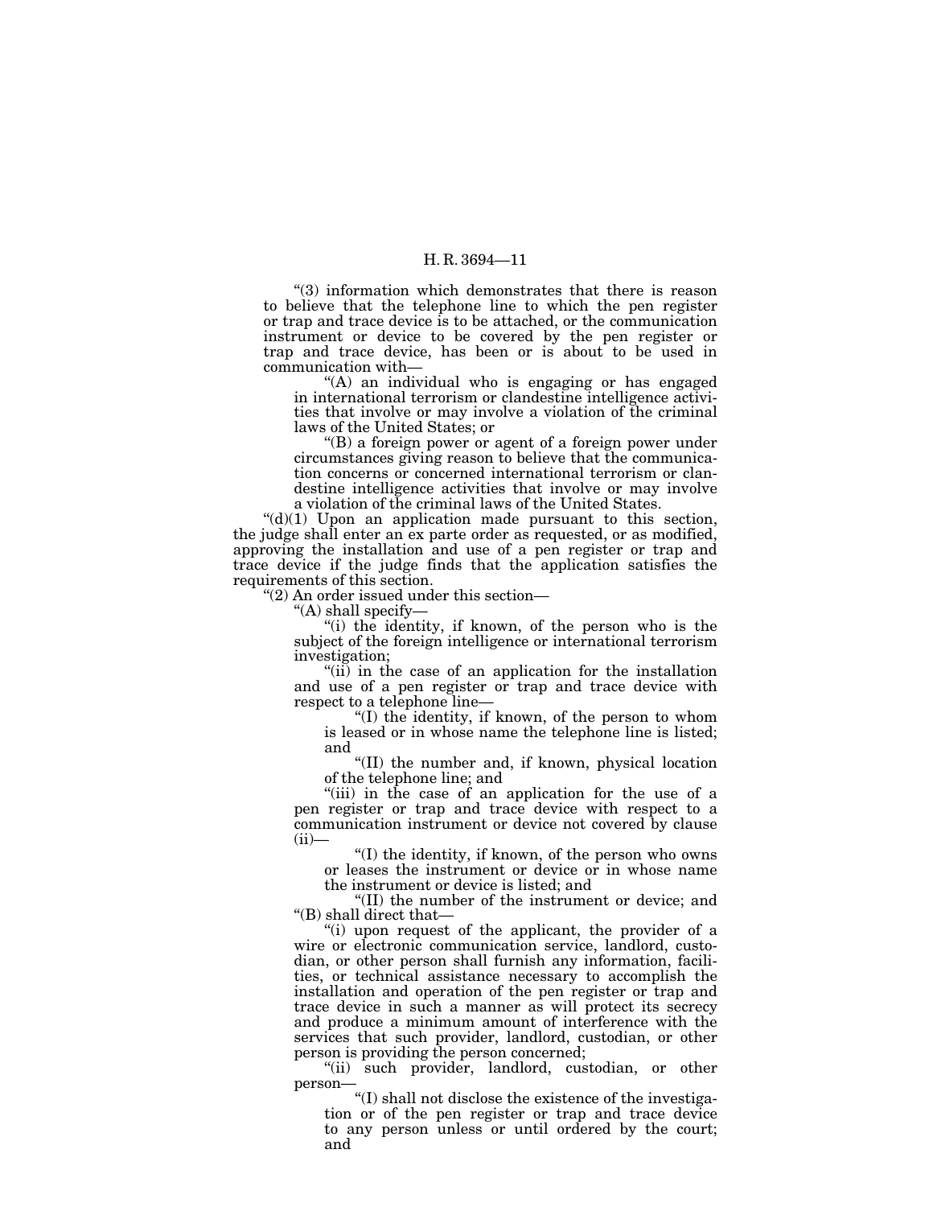"(3) information which demonstrates that there is reason to believe that the telephone line to which the pen register or trap and trace device is to be attached, or the communication instrument or device to be covered by the pen register or trap and trace device, has been or is about to be used in communication with—

"(A) an individual who is engaging or has engaged in international terrorism or clandestine intelligence activities that involve or may involve a violation of the criminal laws of the United States; or

"(B) a foreign power or agent of a foreign power under circumstances giving reason to believe that the communication concerns or concerned international terrorism or clandestine intelligence activities that involve or may involve a violation of the criminal laws of the United States.

"(d)(1) Upon an application made pursuant to this section, the judge shall enter an ex parte order as requested, or as modified, approving the installation and use of a pen register or trap and trace device if the judge finds that the application satisfies the requirements of this section.

"(2) An order issued under this section—

"(A) shall specify—

"(i) the identity, if known, of the person who is the subject of the foreign intelligence or international terrorism investigation;

"(ii) in the case of an application for the installation and use of a pen register or trap and trace device with respect to a telephone line—

"(I) the identity, if known, of the person to whom is leased or in whose name the telephone line is listed; and

"(II) the number and, if known, physical location of the telephone line; and

"(iii) in the case of an application for the use of a pen register or trap and trace device with respect to a communication instrument or device not covered by clause (ii)—

"(I) the identity, if known, of the person who owns or leases the instrument or device or in whose name the instrument or device is listed; and

"(II) the number of the instrument or device; and

"(B) shall direct that—

"(i) upon request of the applicant, the provider of a wire or electronic communication service, landlord, custodian, or other person shall furnish any information, facilities, or technical assistance necessary to accomplish the installation and operation of the pen register or trap and trace device in such a manner as will protect its secrecy and produce a minimum amount of interference with the services that such provider, landlord, custodian, or other person is providing the person concerned;

"(ii) such provider, landlord, custodian, or other person—

"(I) shall not disclose the existence of the investigation or of the pen register or trap and trace device to any person unless or until ordered by the court; and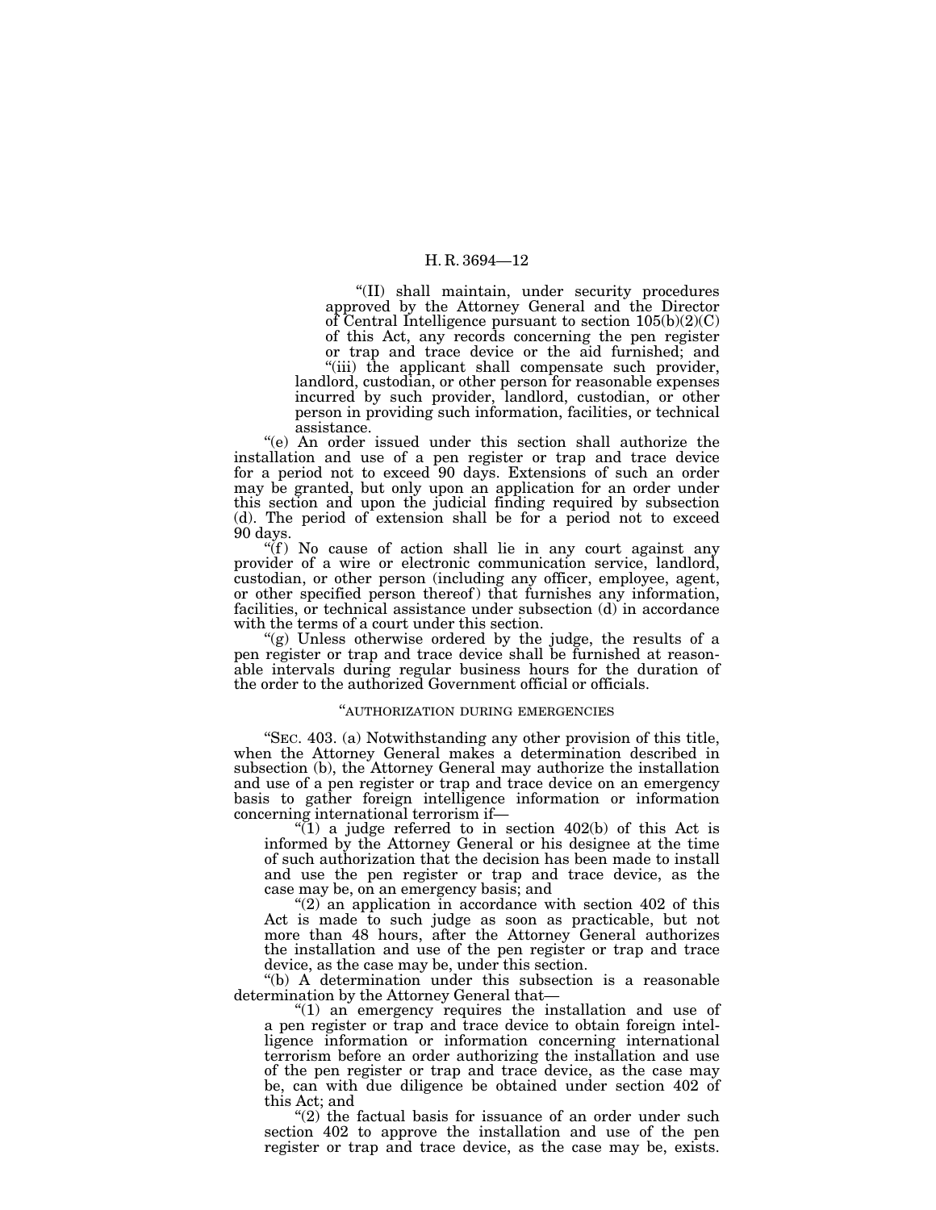"(II) shall maintain, under security procedures approved by the Attorney General and the Director of Central Intelligence pursuant to section 105(b)(2)(C) of this Act, any records concerning the pen register or trap and trace device or the aid furnished; and

"(iii) the applicant shall compensate such provider, landlord, custodian, or other person for reasonable expenses incurred by such provider, landlord, custodian, or other person in providing such information, facilities, or technical assistance.

"(e) An order issued under this section shall authorize the installation and use of a pen register or trap and trace device for a period not to exceed 90 days. Extensions of such an order may be granted, but only upon an application for an order under this section and upon the judicial finding required by subsection (d). The period of extension shall be for a period not to exceed 90 days.

"(f) No cause of action shall lie in any court against any provider of a wire or electronic communication service, landlord, custodian, or other person (including any officer, employee, agent, or other specified person thereof) that furnishes any information, facilities, or technical assistance under subsection (d) in accordance with the terms of a court under this section.

"(g) Unless otherwise ordered by the judge, the results of a pen register or trap and trace device shall be furnished at reasonable intervals during regular business hours for the duration of the order to the authorized Government official or officials.

"AUTHORIZATION DURING EMERGENCIES

"SEC. 403. (a) Notwithstanding any other provision of this title, when the Attorney General makes a determination described in subsection (b), the Attorney General may authorize the installation and use of a pen register or trap and trace device on an emergency basis to gather foreign intelligence information or information concerning international terrorism if—

"(1) a judge referred to in section 402(b) of this Act is informed by the Attorney General or his designee at the time of such authorization that the decision has been made to install and use the pen register or trap and trace device, as the case may be, on an emergency basis; and

"(2) an application in accordance with section 402 of this Act is made to such judge as soon as practicable, but not more than 48 hours, after the Attorney General authorizes the installation and use of the pen register or trap and trace device, as the case may be, under this section.

"(b) A determination under this subsection is a reasonable determination by the Attorney General that—

"(1) an emergency requires the installation and use of a pen register or trap and trace device to obtain foreign intelligence information or information concerning international terrorism before an order authorizing the installation and use of the pen register or trap and trace device, as the case may be, can with due diligence be obtained under section 402 of this Act; and

"(2) the factual basis for issuance of an order under such section 402 to approve the installation and use of the pen register or trap and trace device, as the case may be, exists.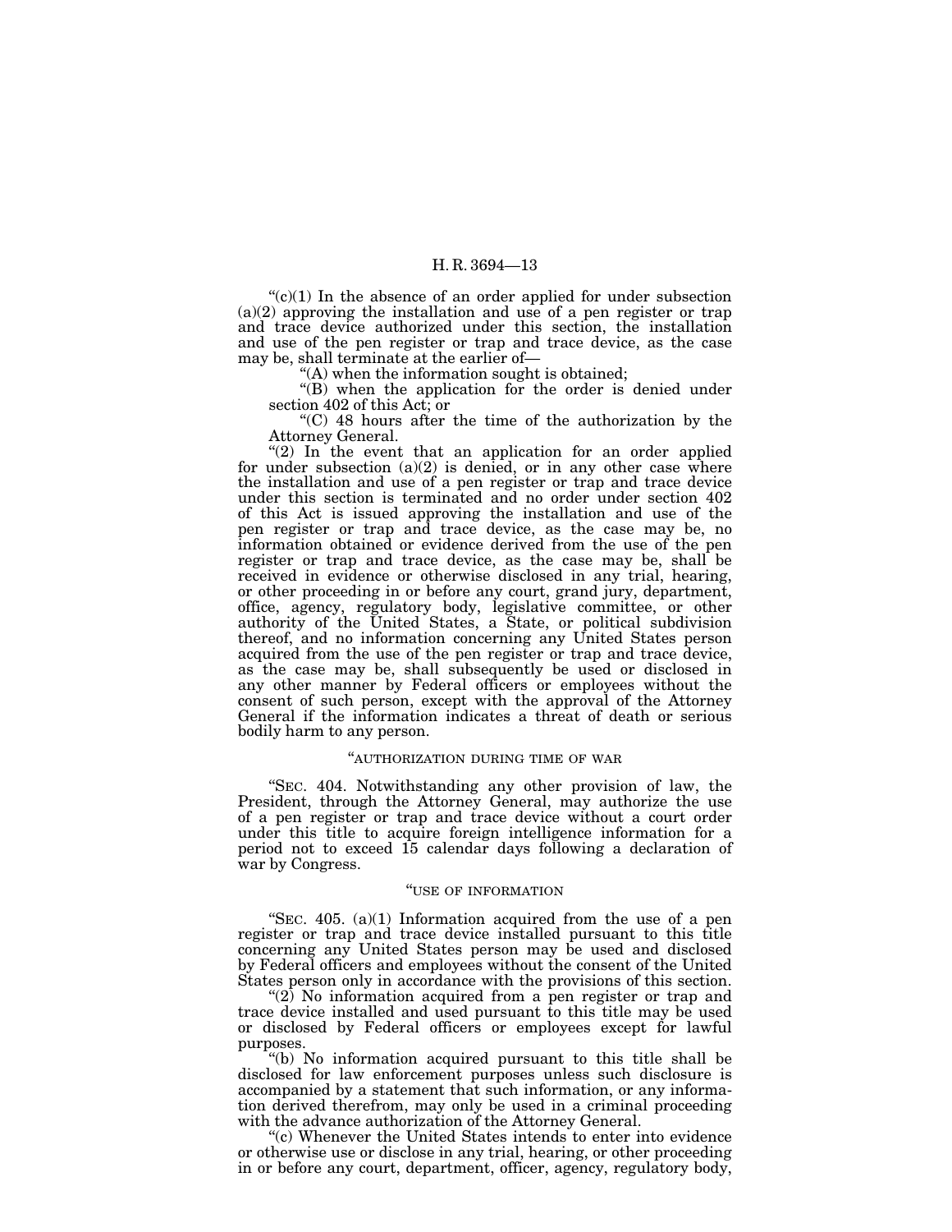"(c)(1) In the absence of an order applied for under subsection (a)(2) approving the installation and use of a pen register or trap and trace device authorized under this section, the installation and use of the pen register or trap and trace device, as the case may be, shall terminate at the earlier of—

"(A) when the information sought is obtained;

"(B) when the application for the order is denied under section 402 of this Act; or

"(C) 48 hours after the time of the authorization by the Attorney General.

"(2) In the event that an application for an order applied for under subsection (a)(2) is denied, or in any other case where the installation and use of a pen register or trap and trace device under this section is terminated and no order under section 402 of this Act is issued approving the installation and use of the pen register or trap and trace device, as the case may be, no information obtained or evidence derived from the use of the pen register or trap and trace device, as the case may be, shall be received in evidence or otherwise disclosed in any trial, hearing, or other proceeding in or before any court, grand jury, department, office, agency, regulatory body, legislative committee, or other authority of the United States, a State, or political subdivision thereof, and no information concerning any United States person acquired from the use of the pen register or trap and trace device, as the case may be, shall subsequently be used or disclosed in any other manner by Federal officers or employees without the consent of such person, except with the approval of the Attorney General if the information indicates a threat of death or serious bodily harm to any person.

"AUTHORIZATION DURING TIME OF WAR

"SEC. 404. Notwithstanding any other provision of law, the President, through the Attorney General, may authorize the use of a pen register or trap and trace device without a court order under this title to acquire foreign intelligence information for a period not to exceed 15 calendar days following a declaration of war by Congress.

"USE OF INFORMATION

"SEC. 405. (a)(1) Information acquired from the use of a pen register or trap and trace device installed pursuant to this title concerning any United States person may be used and disclosed by Federal officers and employees without the consent of the United States person only in accordance with the provisions of this section.

"(2) No information acquired from a pen register or trap and trace device installed and used pursuant to this title may be used or disclosed by Federal officers or employees except for lawful purposes.

"(b) No information acquired pursuant to this title shall be disclosed for law enforcement purposes unless such disclosure is accompanied by a statement that such information, or any information derived therefrom, may only be used in a criminal proceeding with the advance authorization of the Attorney General.

"(c) Whenever the United States intends to enter into evidence or otherwise use or disclose in any trial, hearing, or other proceeding in or before any court, department, officer, agency, regulatory body,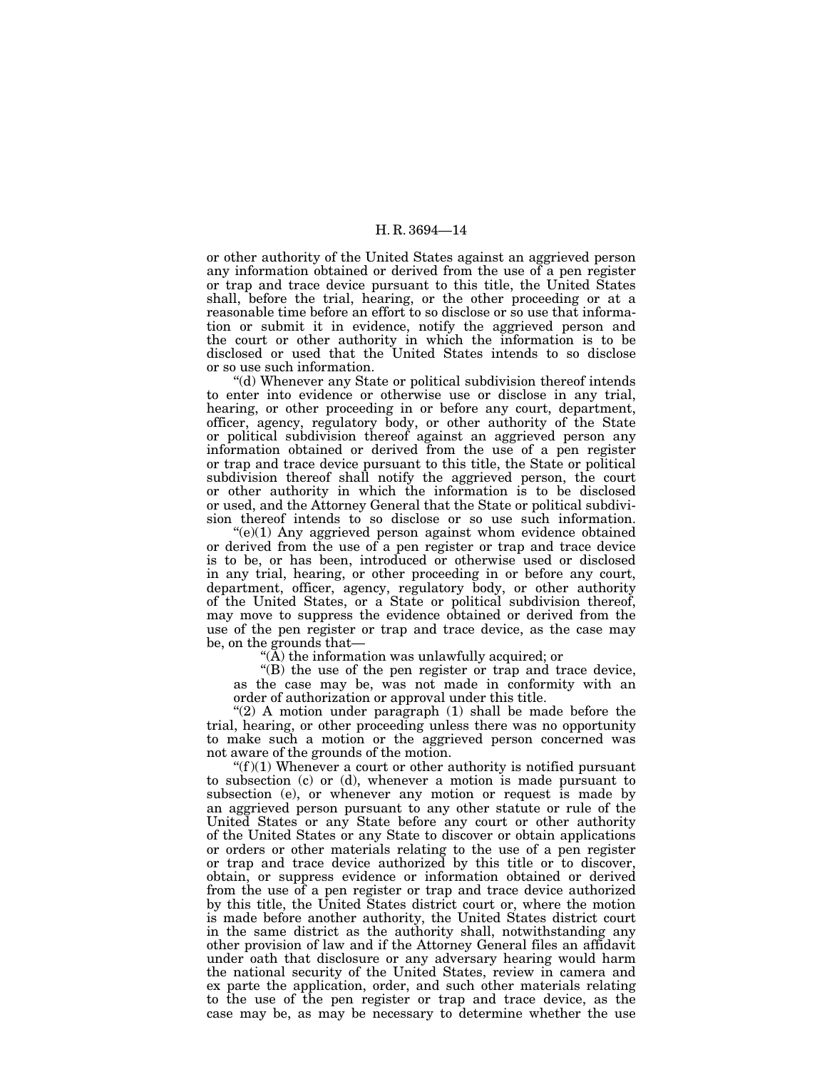or other authority of the United States against an aggrieved person any information obtained or derived from the use of a pen register or trap and trace device pursuant to this title, the United States shall, before the trial, hearing, or the other proceeding or at a reasonable time before an effort to so disclose or so use that information or submit it in evidence, notify the aggrieved person and the court or other authority in which the information is to be disclosed or used that the United States intends to so disclose or so use such information.

"(d) Whenever any State or political subdivision thereof intends to enter into evidence or otherwise use or disclose in any trial, hearing, or other proceeding in or before any court, department, officer, agency, regulatory body, or other authority of the State or political subdivision thereof against an aggrieved person any information obtained or derived from the use of a pen register or trap and trace device pursuant to this title, the State or political subdivision thereof shall notify the aggrieved person, the court or other authority in which the information is to be disclosed or used, and the Attorney General that the State or political subdivision thereof intends to so disclose or so use such information.

"(e)(1) Any aggrieved person against whom evidence obtained or derived from the use of a pen register or trap and trace device is to be, or has been, introduced or otherwise used or disclosed in any trial, hearing, or other proceeding in or before any court, department, officer, agency, regulatory body, or other authority of the United States, or a State or political subdivision thereof, may move to suppress the evidence obtained or derived from the use of the pen register or trap and trace device, as the case may be, on the grounds that—

"(A) the information was unlawfully acquired; or

"(B) the use of the pen register or trap and trace device, as the case may be, was not made in conformity with an order of authorization or approval under this title.

"(2) A motion under paragraph (1) shall be made before the trial, hearing, or other proceeding unless there was no opportunity to make such a motion or the aggrieved person concerned was not aware of the grounds of the motion.

"(f)(1) Whenever a court or other authority is notified pursuant to subsection (c) or (d), whenever a motion is made pursuant to subsection (e), or whenever any motion or request is made by an aggrieved person pursuant to any other statute or rule of the United States or any State before any court or other authority of the United States or any State to discover or obtain applications or orders or other materials relating to the use of a pen register or trap and trace device authorized by this title or to discover, obtain, or suppress evidence or information obtained or derived from the use of a pen register or trap and trace device authorized by this title, the United States district court or, where the motion is made before another authority, the United States district court in the same district as the authority shall, notwithstanding any other provision of law and if the Attorney General files an affidavit under oath that disclosure or any adversary hearing would harm the national security of the United States, review in camera and ex parte the application, order, and such other materials relating to the use of the pen register or trap and trace device, as the case may be, as may be necessary to determine whether the use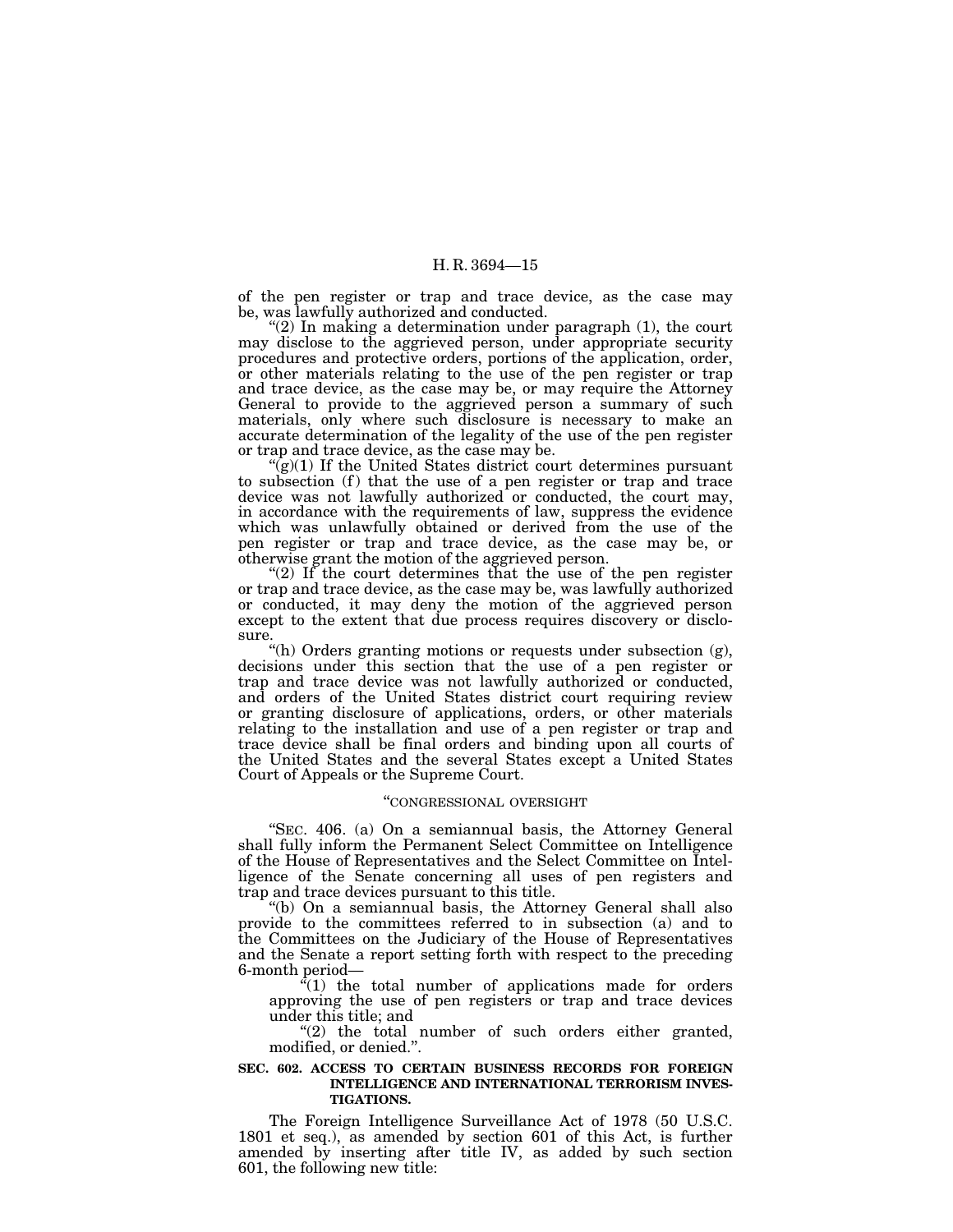of the pen register or trap and trace device, as the case may be, was lawfully authorized and conducted.

"(2) In making a determination under paragraph (1), the court may disclose to the aggrieved person, under appropriate security procedures and protective orders, portions of the application, order, or other materials relating to the use of the pen register or trap and trace device, as the case may be, or may require the Attorney General to provide to the aggrieved person a summary of such materials, only where such disclosure is necessary to make an accurate determination of the legality of the use of the pen register or trap and trace device, as the case may be.

"(g)(1) If the United States district court determines pursuant to subsection (f) that the use of a pen register or trap and trace device was not lawfully authorized or conducted, the court may, in accordance with the requirements of law, suppress the evidence which was unlawfully obtained or derived from the use of the pen register or trap and trace device, as the case may be, or otherwise grant the motion of the aggrieved person.

"(2) If the court determines that the use of the pen register or trap and trace device, as the case may be, was lawfully authorized or conducted, it may deny the motion of the aggrieved person except to the extent that due process requires discovery or disclosure.

"(h) Orders granting motions or requests under subsection (g), decisions under this section that the use of a pen register or trap and trace device was not lawfully authorized or conducted, and orders of the United States district court requiring review or granting disclosure of applications, orders, or other materials relating to the installation and use of a pen register or trap and trace device shall be final orders and binding upon all courts of the United States and the several States except a United States Court of Appeals or the Supreme Court.

"CONGRESSIONAL OVERSIGHT

"SEC. 406. (a) On a semiannual basis, the Attorney General shall fully inform the Permanent Select Committee on Intelligence of the House of Representatives and the Select Committee on Intelligence of the Senate concerning all uses of pen registers and trap and trace devices pursuant to this title.

"(b) On a semiannual basis, the Attorney General shall also provide to the committees referred to in subsection (a) and to the Committees on the Judiciary of the House of Representatives and the Senate a report setting forth with respect to the preceding 6-month period—

"(1) the total number of applications made for orders approving the use of pen registers or trap and trace devices under this title; and

"(2) the total number of such orders either granted, modified, or denied.".

**SEC. 602. ACCESS TO CERTAIN BUSINESS RECORDS FOR FOREIGN INTELLIGENCE AND INTERNATIONAL TERRORISM INVESTIGATIONS.**

The Foreign Intelligence Surveillance Act of 1978 (50 U.S.C. 1801 et seq.), as amended by section 601 of this Act, is further amended by inserting after title IV, as added by such section 601, the following new title: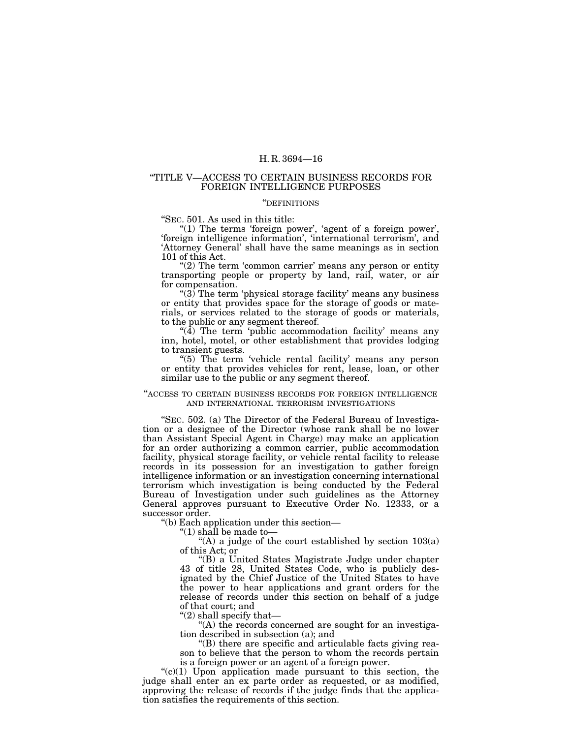## "TITLE V—ACCESS TO CERTAIN BUSINESS RECORDS FOR FOREIGN INTELLIGENCE PURPOSES

### "DEFINITIONS

"SEC. 501. As used in this title:

"(1) The terms 'foreign power', 'agent of a foreign power', 'foreign intelligence information', 'international terrorism', and 'Attorney General' shall have the same meanings as in section 101 of this Act.

"(2) The term 'common carrier' means any person or entity transporting people or property by land, rail, water, or air for compensation.

"(3) The term 'physical storage facility' means any business or entity that provides space for the storage of goods or materials, or services related to the storage of goods or materials, to the public or any segment thereof.

"(4) The term 'public accommodation facility' means any inn, hotel, motel, or other establishment that provides lodging to transient guests.

"(5) The term 'vehicle rental facility' means any person or entity that provides vehicles for rent, lease, loan, or other similar use to the public or any segment thereof.

### "ACCESS TO CERTAIN BUSINESS RECORDS FOR FOREIGN INTELLIGENCE AND INTERNATIONAL TERRORISM INVESTIGATIONS

"SEC. 502. (a) The Director of the Federal Bureau of Investigation or a designee of the Director (whose rank shall be no lower than Assistant Special Agent in Charge) may make an application for an order authorizing a common carrier, public accommodation facility, physical storage facility, or vehicle rental facility to release records in its possession for an investigation to gather foreign intelligence information or an investigation concerning international terrorism which investigation is being conducted by the Federal Bureau of Investigation under such guidelines as the Attorney General approves pursuant to Executive Order No. 12333, or a successor order.

"(b) Each application under this section—

"(1) shall be made to—

"(A) a judge of the court established by section 103(a) of this Act; or

"(B) a United States Magistrate Judge under chapter 43 of title 28, United States Code, who is publicly designated by the Chief Justice of the United States to have the power to hear applications and grant orders for the release of records under this section on behalf of a judge of that court; and

"(2) shall specify that—

"(A) the records concerned are sought for an investigation described in subsection (a); and

"(B) there are specific and articulable facts giving reason to believe that the person to whom the records pertain is a foreign power or an agent of a foreign power.

"(c)(1) Upon application made pursuant to this section, the judge shall enter an ex parte order as requested, or as modified, approving the release of records if the judge finds that the application satisfies the requirements of this section.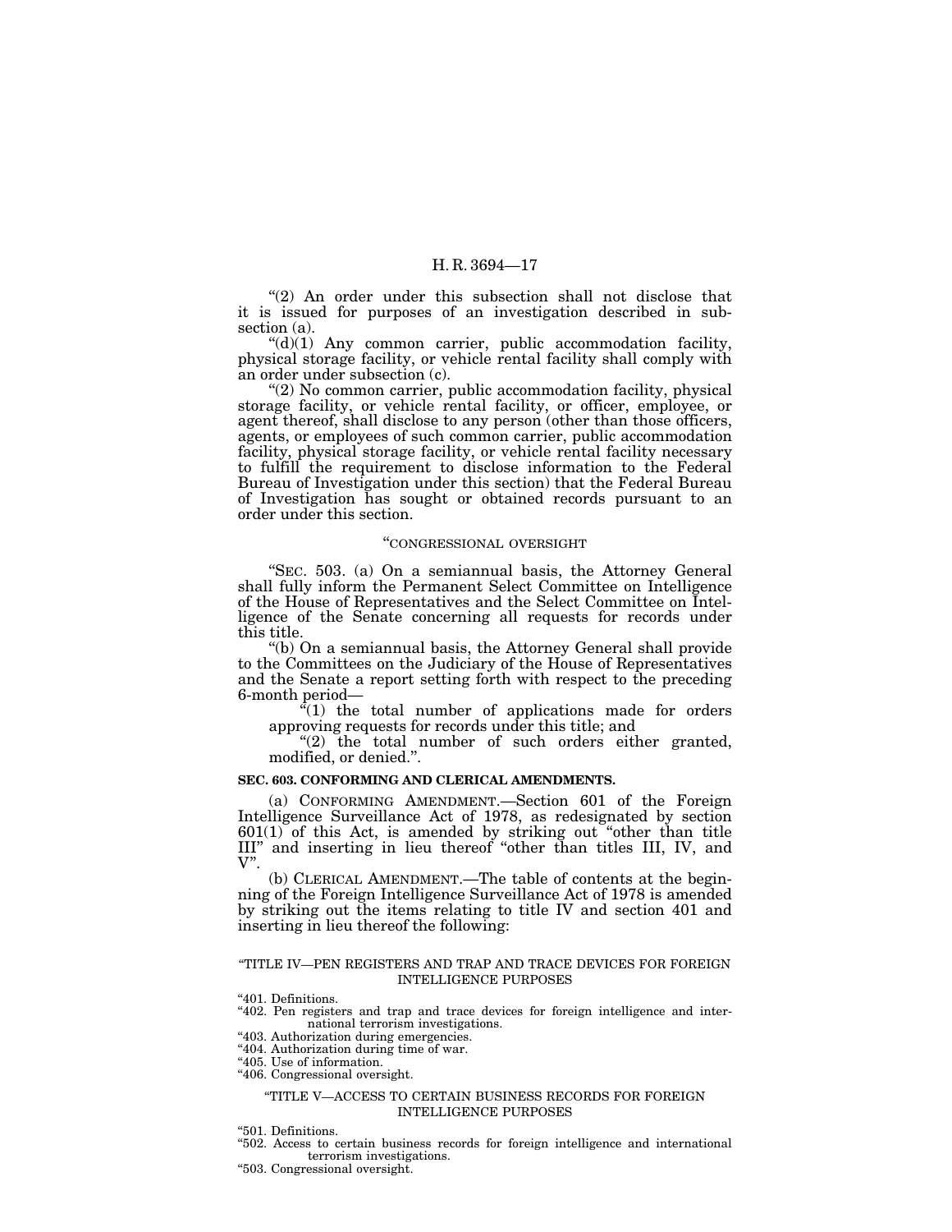"(2) An order under this subsection shall not disclose that it is issued for purposes of an investigation described in subsection (a).

"(d)(1) Any common carrier, public accommodation facility, physical storage facility, or vehicle rental facility shall comply with an order under subsection (c).

"(2) No common carrier, public accommodation facility, physical storage facility, or vehicle rental facility, or officer, employee, or agent thereof, shall disclose to any person (other than those officers, agents, or employees of such common carrier, public accommodation facility, physical storage facility, or vehicle rental facility necessary to fulfill the requirement to disclose information to the Federal Bureau of Investigation under this section) that the Federal Bureau of Investigation has sought or obtained records pursuant to an order under this section.

"CONGRESSIONAL OVERSIGHT

"SEC. 503. (a) On a semiannual basis, the Attorney General shall fully inform the Permanent Select Committee on Intelligence of the House of Representatives and the Select Committee on Intelligence of the Senate concerning all requests for records under this title.

"(b) On a semiannual basis, the Attorney General shall provide to the Committees on the Judiciary of the House of Representatives and the Senate a report setting forth with respect to the preceding 6-month period—

"(1) the total number of applications made for orders approving requests for records under this title; and

"(2) the total number of such orders either granted, modified, or denied.".

**SEC. 603. CONFORMING AND CLERICAL AMENDMENTS.**

(a) CONFORMING AMENDMENT.—Section 601 of the Foreign Intelligence Surveillance Act of 1978, as redesignated by section 601(1) of this Act, is amended by striking out "other than title III" and inserting in lieu thereof "other than titles III, IV, and V".

(b) CLERICAL AMENDMENT.—The table of contents at the beginning of the Foreign Intelligence Surveillance Act of 1978 is amended by striking out the items relating to title IV and section 401 and inserting in lieu thereof the following:

"TITLE IV—PEN REGISTERS AND TRAP AND TRACE DEVICES FOR FOREIGN INTELLIGENCE PURPOSES

"401. Definitions.
"402. Pen registers and trap and trace devices for foreign intelligence and international terrorism investigations.
"403. Authorization during emergencies.
"404. Authorization during time of war.
"405. Use of information.
"406. Congressional oversight.

"TITLE V—ACCESS TO CERTAIN BUSINESS RECORDS FOR FOREIGN INTELLIGENCE PURPOSES

"501. Definitions.
"502. Access to certain business records for foreign intelligence and international terrorism investigations.
"503. Congressional oversight.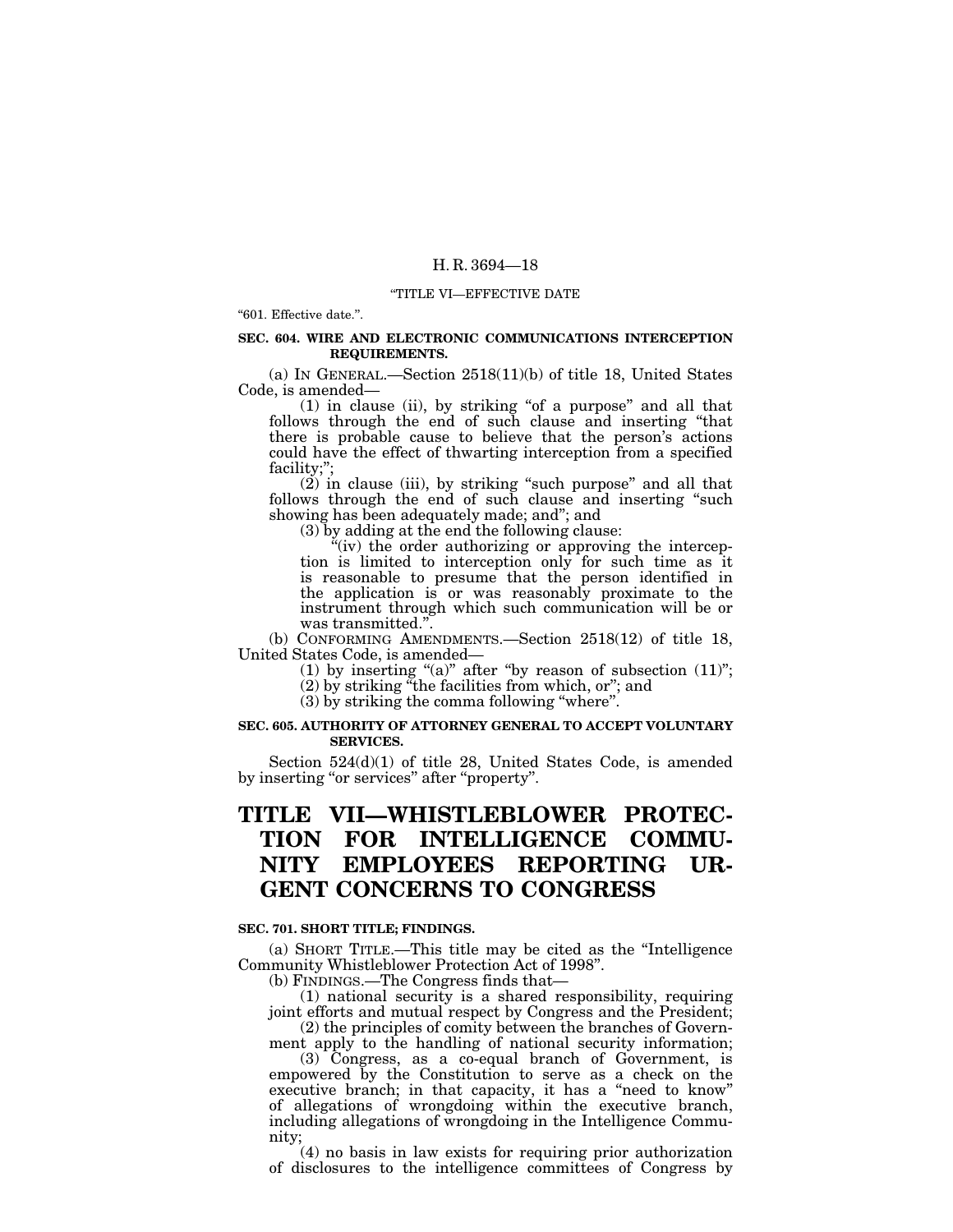"TITLE VI—EFFECTIVE DATE

"601. Effective date.".

**SEC. 604. WIRE AND ELECTRONIC COMMUNICATIONS INTERCEPTION REQUIREMENTS.**

(a) IN GENERAL.—Section 2518(11)(b) of title 18, United States Code, is amended—

(1) in clause (ii), by striking "of a purpose" and all that follows through the end of such clause and inserting "that there is probable cause to believe that the person's actions could have the effect of thwarting interception from a specified facility;";

(2) in clause (iii), by striking "such purpose" and all that follows through the end of such clause and inserting "such showing has been adequately made; and"; and

(3) by adding at the end the following clause:

"(iv) the order authorizing or approving the interception is limited to interception only for such time as it is reasonable to presume that the person identified in the application is or was reasonably proximate to the instrument through which such communication will be or was transmitted.".

(b) CONFORMING AMENDMENTS.—Section 2518(12) of title 18, United States Code, is amended—

(1) by inserting "(a)" after "by reason of subsection (11)";

(2) by striking "the facilities from which, or"; and

(3) by striking the comma following "where".

**SEC. 605. AUTHORITY OF ATTORNEY GENERAL TO ACCEPT VOLUNTARY SERVICES.**

Section 524(d)(1) of title 28, United States Code, is amended by inserting "or services" after "property".

# TITLE VII—WHISTLEBLOWER PROTECTION FOR INTELLIGENCE COMMUNITY EMPLOYEES REPORTING URGENT CONCERNS TO CONGRESS

**SEC. 701. SHORT TITLE; FINDINGS.**

(a) SHORT TITLE.—This title may be cited as the "Intelligence Community Whistleblower Protection Act of 1998".

(b) FINDINGS.—The Congress finds that—

(1) national security is a shared responsibility, requiring joint efforts and mutual respect by Congress and the President;

(2) the principles of comity between the branches of Government apply to the handling of national security information;

(3) Congress, as a co-equal branch of Government, is empowered by the Constitution to serve as a check on the executive branch; in that capacity, it has a "need to know" of allegations of wrongdoing within the executive branch, including allegations of wrongdoing in the Intelligence Community;

(4) no basis in law exists for requiring prior authorization of disclosures to the intelligence committees of Congress by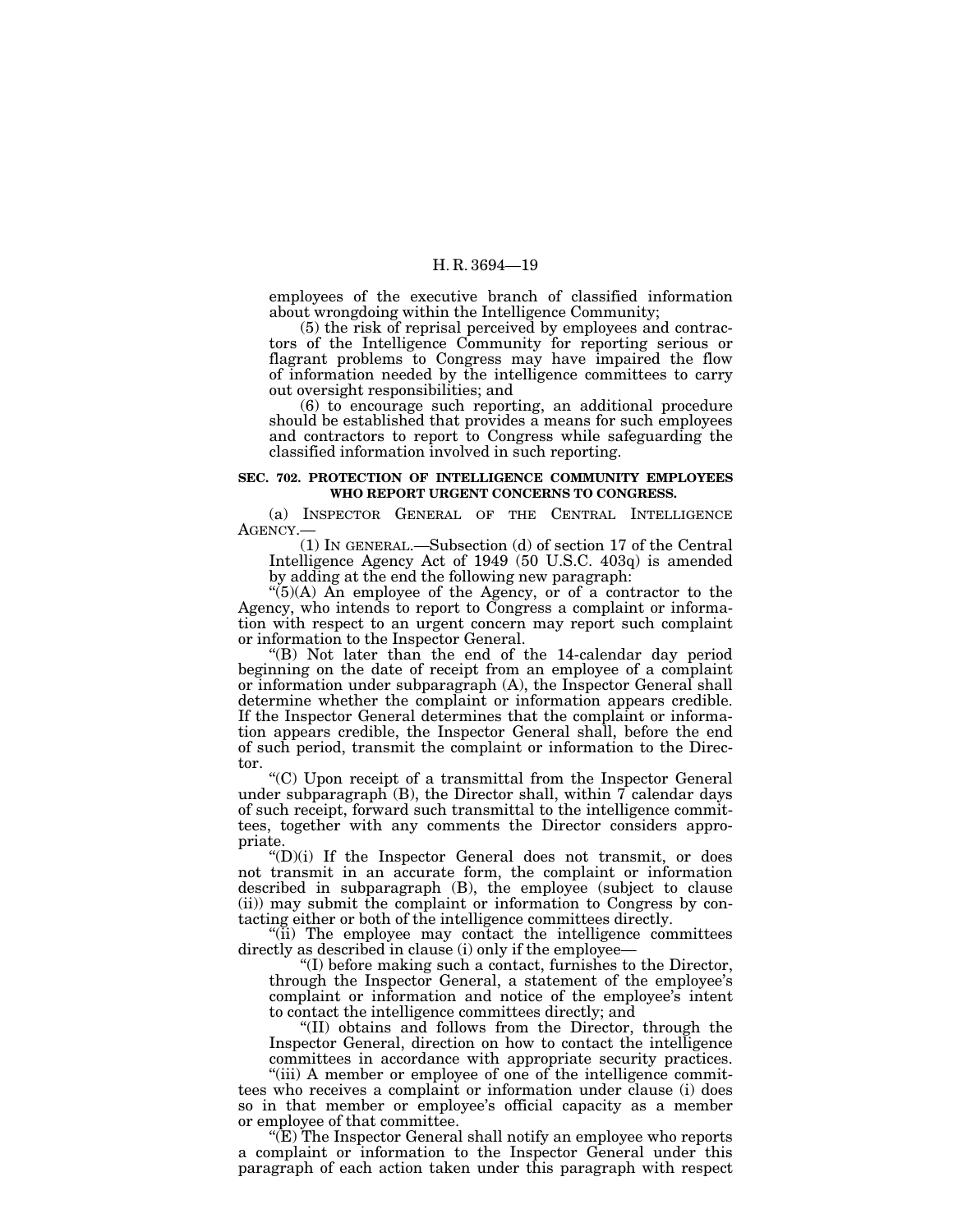employees of the executive branch of classified information about wrongdoing within the Intelligence Community;

(5) the risk of reprisal perceived by employees and contractors of the Intelligence Community for reporting serious or flagrant problems to Congress may have impaired the flow of information needed by the intelligence committees to carry out oversight responsibilities; and

(6) to encourage such reporting, an additional procedure should be established that provides a means for such employees and contractors to report to Congress while safeguarding the classified information involved in such reporting.

**SEC. 702. PROTECTION OF INTELLIGENCE COMMUNITY EMPLOYEES WHO REPORT URGENT CONCERNS TO CONGRESS.**

(a) INSPECTOR GENERAL OF THE CENTRAL INTELLIGENCE AGENCY.—

(1) IN GENERAL.—Subsection (d) of section 17 of the Central Intelligence Agency Act of 1949 (50 U.S.C. 403q) is amended by adding at the end the following new paragraph:

"(5)(A) An employee of the Agency, or of a contractor to the Agency, who intends to report to Congress a complaint or information with respect to an urgent concern may report such complaint or information to the Inspector General.

"(B) Not later than the end of the 14-calendar day period beginning on the date of receipt from an employee of a complaint or information under subparagraph (A), the Inspector General shall determine whether the complaint or information appears credible. If the Inspector General determines that the complaint or information appears credible, the Inspector General shall, before the end of such period, transmit the complaint or information to the Director.

"(C) Upon receipt of a transmittal from the Inspector General under subparagraph (B), the Director shall, within 7 calendar days of such receipt, forward such transmittal to the intelligence committees, together with any comments the Director considers appropriate.

"(D)(i) If the Inspector General does not transmit, or does not transmit in an accurate form, the complaint or information described in subparagraph (B), the employee (subject to clause (ii)) may submit the complaint or information to Congress by contacting either or both of the intelligence committees directly.

"(ii) The employee may contact the intelligence committees directly as described in clause (i) only if the employee—

"(I) before making such a contact, furnishes to the Director, through the Inspector General, a statement of the employee's complaint or information and notice of the employee's intent to contact the intelligence committees directly; and

"(II) obtains and follows from the Director, through the Inspector General, direction on how to contact the intelligence committees in accordance with appropriate security practices.

"(iii) A member or employee of one of the intelligence committees who receives a complaint or information under clause (i) does so in that member or employee's official capacity as a member or employee of that committee.

"(E) The Inspector General shall notify an employee who reports a complaint or information to the Inspector General under this paragraph of each action taken under this paragraph with respect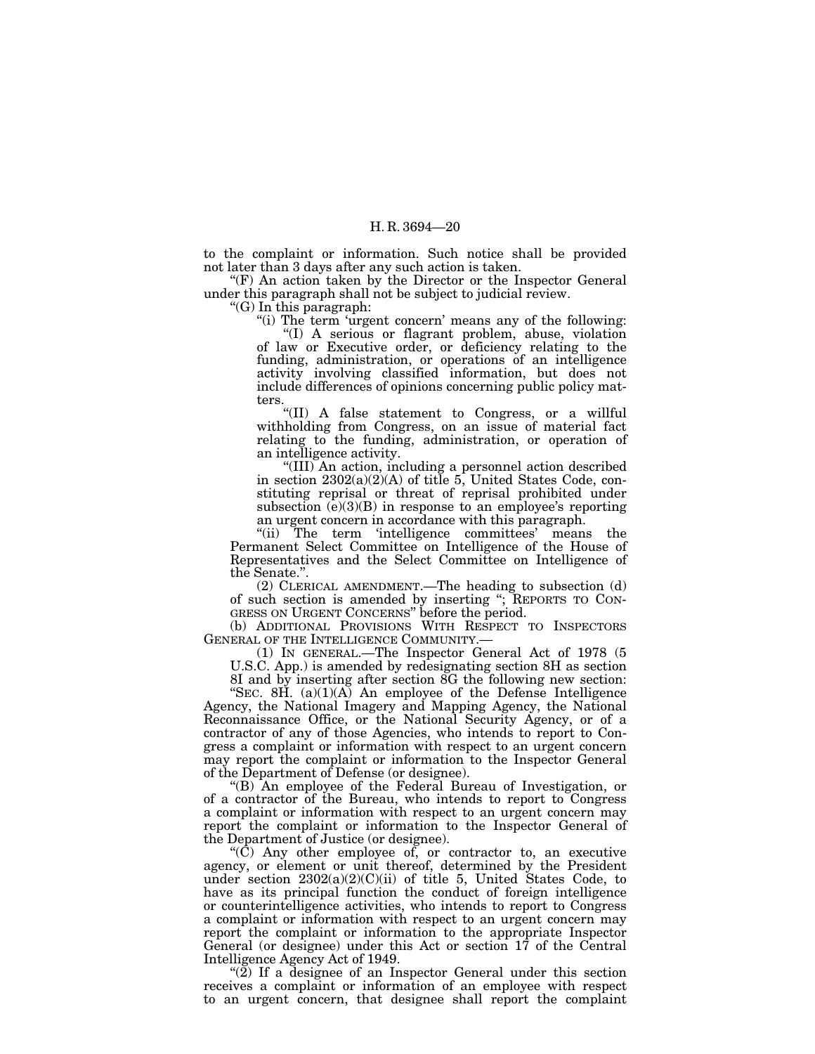to the complaint or information. Such notice shall be provided not later than 3 days after any such action is taken.

"(F) An action taken by the Director or the Inspector General under this paragraph shall not be subject to judicial review.

"(G) In this paragraph:

"(i) The term 'urgent concern' means any of the following:

"(I) A serious or flagrant problem, abuse, violation of law or Executive order, or deficiency relating to the funding, administration, or operations of an intelligence activity involving classified information, but does not include differences of opinions concerning public policy matters.

"(II) A false statement to Congress, or a willful withholding from Congress, on an issue of material fact relating to the funding, administration, or operation of an intelligence activity.

"(III) An action, including a personnel action described in section 2302(a)(2)(A) of title 5, United States Code, constituting reprisal or threat of reprisal prohibited under subsection (e)(3)(B) in response to an employee's reporting an urgent concern in accordance with this paragraph.

"(ii) The term 'intelligence committees' means the Permanent Select Committee on Intelligence of the House of Representatives and the Select Committee on Intelligence of the Senate.".

(2) CLERICAL AMENDMENT.—The heading to subsection (d) of such section is amended by inserting "; REPORTS TO CONGRESS ON URGENT CONCERNS" before the period.

(b) ADDITIONAL PROVISIONS WITH RESPECT TO INSPECTORS GENERAL OF THE INTELLIGENCE COMMUNITY.—

(1) IN GENERAL.—The Inspector General Act of 1978 (5 U.S.C. App.) is amended by redesignating section 8H as section 8I and by inserting after section 8G the following new section:

"SEC. 8H. (a)(1)(A) An employee of the Defense Intelligence Agency, the National Imagery and Mapping Agency, the National Reconnaissance Office, or the National Security Agency, or of a contractor of any of those Agencies, who intends to report to Congress a complaint or information with respect to an urgent concern may report the complaint or information to the Inspector General of the Department of Defense (or designee).

"(B) An employee of the Federal Bureau of Investigation, or of a contractor of the Bureau, who intends to report to Congress a complaint or information with respect to an urgent concern may report the complaint or information to the Inspector General of the Department of Justice (or designee).

"(C) Any other employee of, or contractor to, an executive agency, or element or unit thereof, determined by the President under section 2302(a)(2)(C)(ii) of title 5, United States Code, to have as its principal function the conduct of foreign intelligence or counterintelligence activities, who intends to report to Congress a complaint or information with respect to an urgent concern may report the complaint or information to the appropriate Inspector General (or designee) under this Act or section 17 of the Central Intelligence Agency Act of 1949.

"(2) If a designee of an Inspector General under this section receives a complaint or information of an employee with respect to an urgent concern, that designee shall report the complaint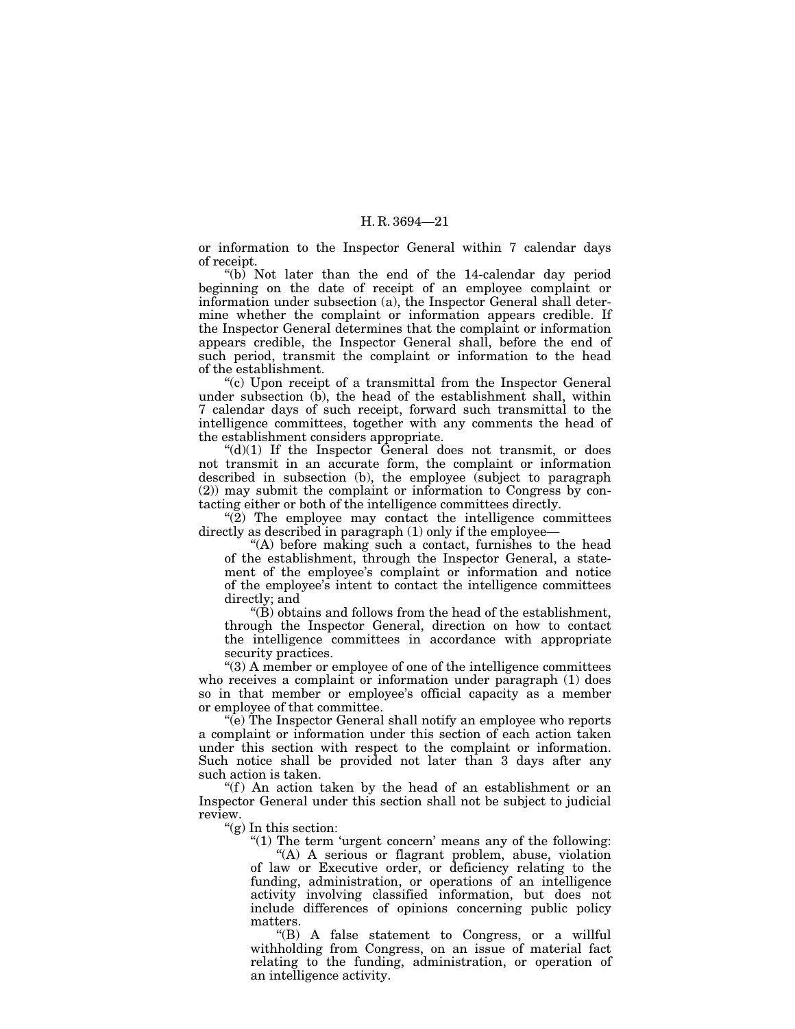or information to the Inspector General within 7 calendar days of receipt.

"(b) Not later than the end of the 14-calendar day period beginning on the date of receipt of an employee complaint or information under subsection (a), the Inspector General shall determine whether the complaint or information appears credible. If the Inspector General determines that the complaint or information appears credible, the Inspector General shall, before the end of such period, transmit the complaint or information to the head of the establishment.

"(c) Upon receipt of a transmittal from the Inspector General under subsection (b), the head of the establishment shall, within 7 calendar days of such receipt, forward such transmittal to the intelligence committees, together with any comments the head of the establishment considers appropriate.

"(d)(1) If the Inspector General does not transmit, or does not transmit in an accurate form, the complaint or information described in subsection (b), the employee (subject to paragraph (2)) may submit the complaint or information to Congress by contacting either or both of the intelligence committees directly.

"(2) The employee may contact the intelligence committees directly as described in paragraph (1) only if the employee—

"(A) before making such a contact, furnishes to the head of the establishment, through the Inspector General, a statement of the employee's complaint or information and notice of the employee's intent to contact the intelligence committees directly; and

"(B) obtains and follows from the head of the establishment, through the Inspector General, direction on how to contact the intelligence committees in accordance with appropriate security practices.

"(3) A member or employee of one of the intelligence committees who receives a complaint or information under paragraph (1) does so in that member or employee's official capacity as a member or employee of that committee.

"(e) The Inspector General shall notify an employee who reports a complaint or information under this section of each action taken under this section with respect to the complaint or information. Such notice shall be provided not later than 3 days after any such action is taken.

"(f) An action taken by the head of an establishment or an Inspector General under this section shall not be subject to judicial review.

"(g) In this section:

"(1) The term 'urgent concern' means any of the following:

"(A) A serious or flagrant problem, abuse, violation of law or Executive order, or deficiency relating to the funding, administration, or operations of an intelligence activity involving classified information, but does not include differences of opinions concerning public policy matters.

"(B) A false statement to Congress, or a willful withholding from Congress, on an issue of material fact relating to the funding, administration, or operation of an intelligence activity.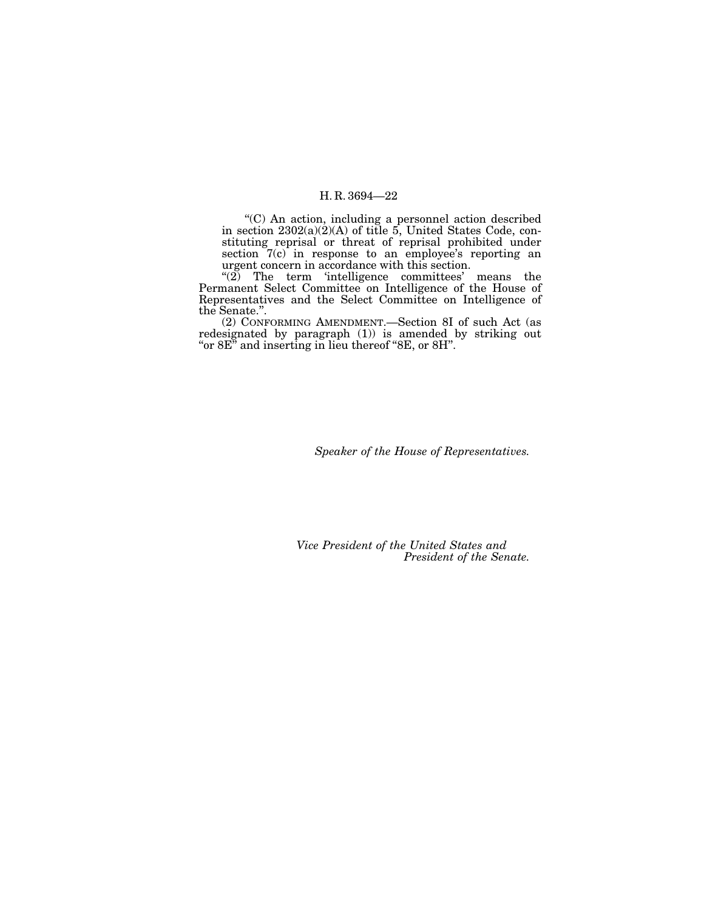"(C) An action, including a personnel action described in section 2302(a)(2)(A) of title 5, United States Code, constituting reprisal or threat of reprisal prohibited under section 7(c) in response to an employee's reporting an urgent concern in accordance with this section.

"(2) The term 'intelligence committees' means the Permanent Select Committee on Intelligence of the House of Representatives and the Select Committee on Intelligence of the Senate.".

(2) CONFORMING AMENDMENT.—Section 8I of such Act (as redesignated by paragraph (1)) is amended by striking out "or 8E" and inserting in lieu thereof "8E, or 8H".

*Speaker of the House of Representatives.*

*Vice President of the United States and President of the Senate.*